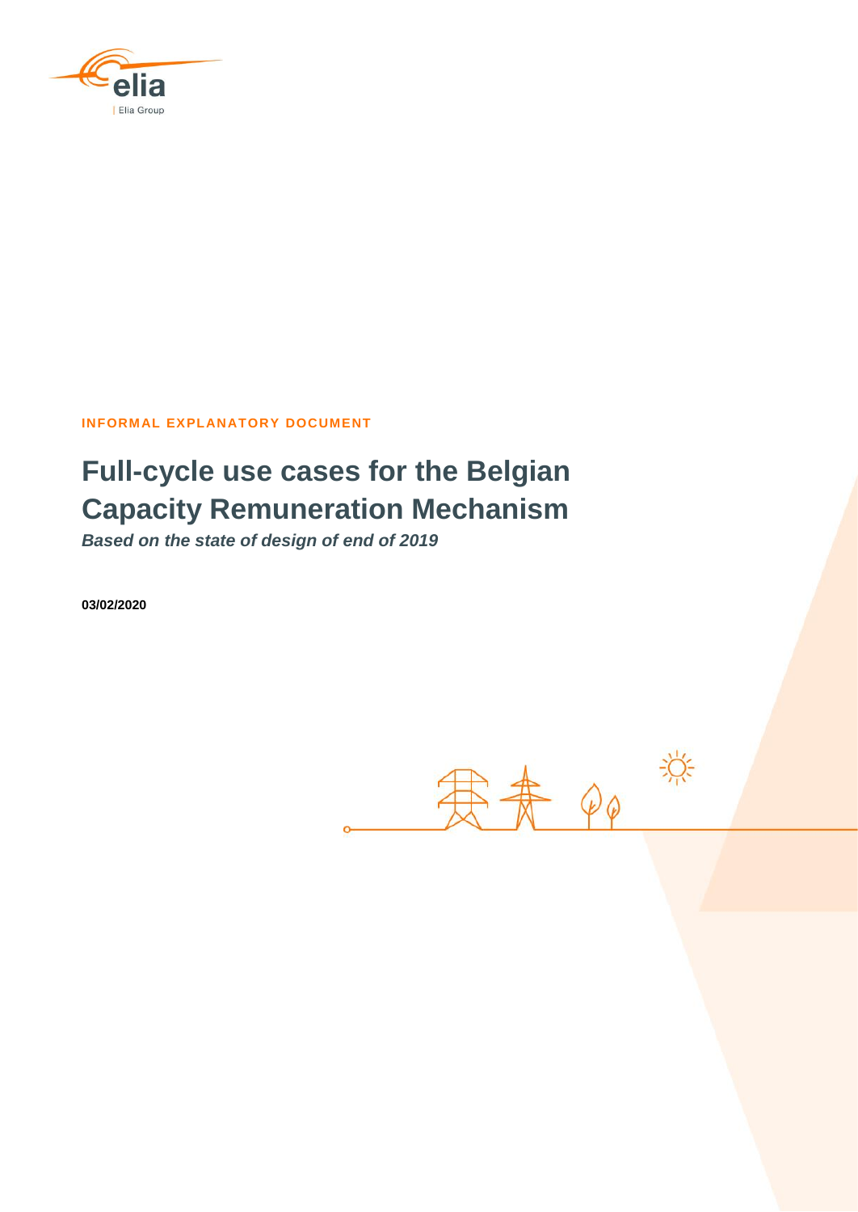INFORMAL EXPLANATORY DOCUMENT

# Full-cycle use cases for the Belgian Capacity Remuneration Mechanism

***Based on the state of design of end of 2019***

**03/02/2020**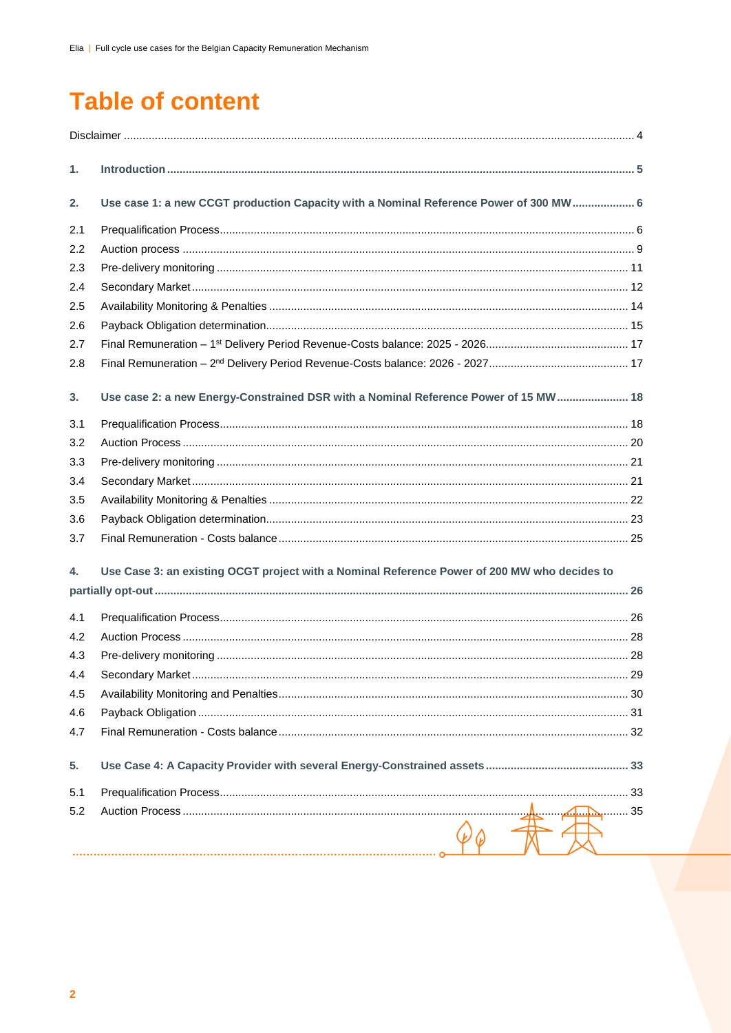# Table of content

Disclaimer ..... 4

**1. Introduction ..... 5**

**2. Use case 1: a new CCGT production Capacity with a Nominal Reference Power of 300 MW ..... 6**

2.1 Prequalification Process ..... 6
2.2 Auction process ..... 9
2.3 Pre-delivery monitoring ..... 11
2.4 Secondary Market ..... 12
2.5 Availability Monitoring & Penalties ..... 14
2.6 Payback Obligation determination ..... 15
2.7 Final Remuneration – 1st Delivery Period Revenue-Costs balance: 2025 - 2026 ..... 17
2.8 Final Remuneration – 2nd Delivery Period Revenue-Costs balance: 2026 - 2027 ..... 17

**3. Use case 2: a new Energy-Constrained DSR with a Nominal Reference Power of 15 MW ..... 18**

3.1 Prequalification Process ..... 18
3.2 Auction Process ..... 20
3.3 Pre-delivery monitoring ..... 21
3.4 Secondary Market ..... 21
3.5 Availability Monitoring & Penalties ..... 22
3.6 Payback Obligation determination ..... 23
3.7 Final Remuneration - Costs balance ..... 25

**4. Use Case 3: an existing OCGT project with a Nominal Reference Power of 200 MW who decides to partially opt-out ..... 26**

4.1 Prequalification Process ..... 26
4.2 Auction Process ..... 28
4.3 Pre-delivery monitoring ..... 28
4.4 Secondary Market ..... 29
4.5 Availability Monitoring and Penalties ..... 30
4.6 Payback Obligation ..... 31
4.7 Final Remuneration - Costs balance ..... 32

**5. Use Case 4: A Capacity Provider with several Energy-Constrained assets ..... 33**

5.1 Prequalification Process ..... 33
5.2 Auction Process ..... 35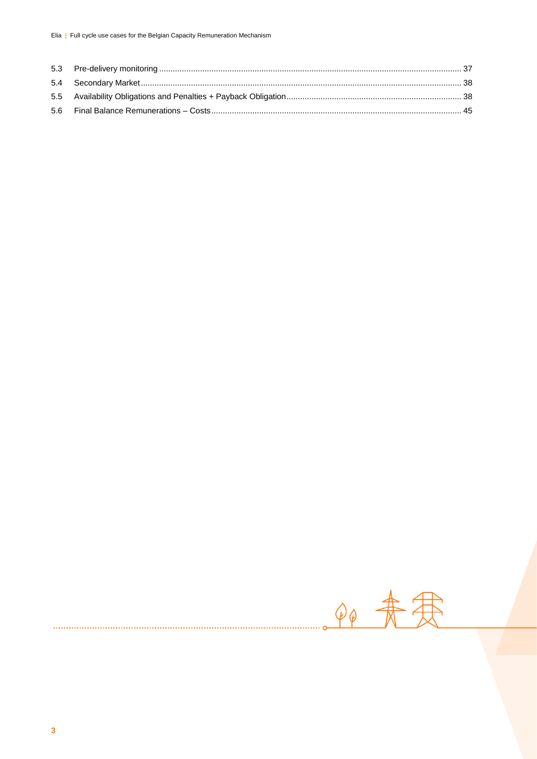5.3 Pre-delivery monitoring ..................................................................................................................................... 37

5.4 Secondary Market ............................................................................................................................................ 38

5.5 Availability Obligations and Penalties + Payback Obligation ............................................................................ 38

5.6 Final Balance Remunerations – Costs ............................................................................................................. 45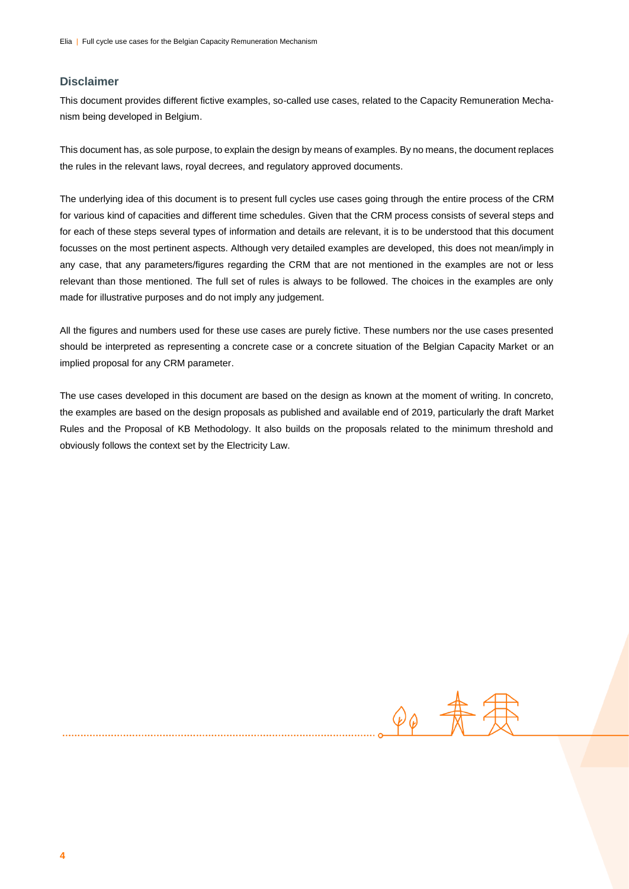## Disclaimer

This document provides different fictive examples, so-called use cases, related to the Capacity Remuneration Mechanism being developed in Belgium.

This document has, as sole purpose, to explain the design by means of examples. By no means, the document replaces the rules in the relevant laws, royal decrees, and regulatory approved documents.

The underlying idea of this document is to present full cycles use cases going through the entire process of the CRM for various kind of capacities and different time schedules. Given that the CRM process consists of several steps and for each of these steps several types of information and details are relevant, it is to be understood that this document focusses on the most pertinent aspects. Although very detailed examples are developed, this does not mean/imply in any case, that any parameters/figures regarding the CRM that are not mentioned in the examples are not or less relevant than those mentioned. The full set of rules is always to be followed. The choices in the examples are only made for illustrative purposes and do not imply any judgement.

All the figures and numbers used for these use cases are purely fictive. These numbers nor the use cases presented should be interpreted as representing a concrete case or a concrete situation of the Belgian Capacity Market or an implied proposal for any CRM parameter.

The use cases developed in this document are based on the design as known at the moment of writing. In concreto, the examples are based on the design proposals as published and available end of 2019, particularly the draft Market Rules and the Proposal of KB Methodology. It also builds on the proposals related to the minimum threshold and obviously follows the context set by the Electricity Law.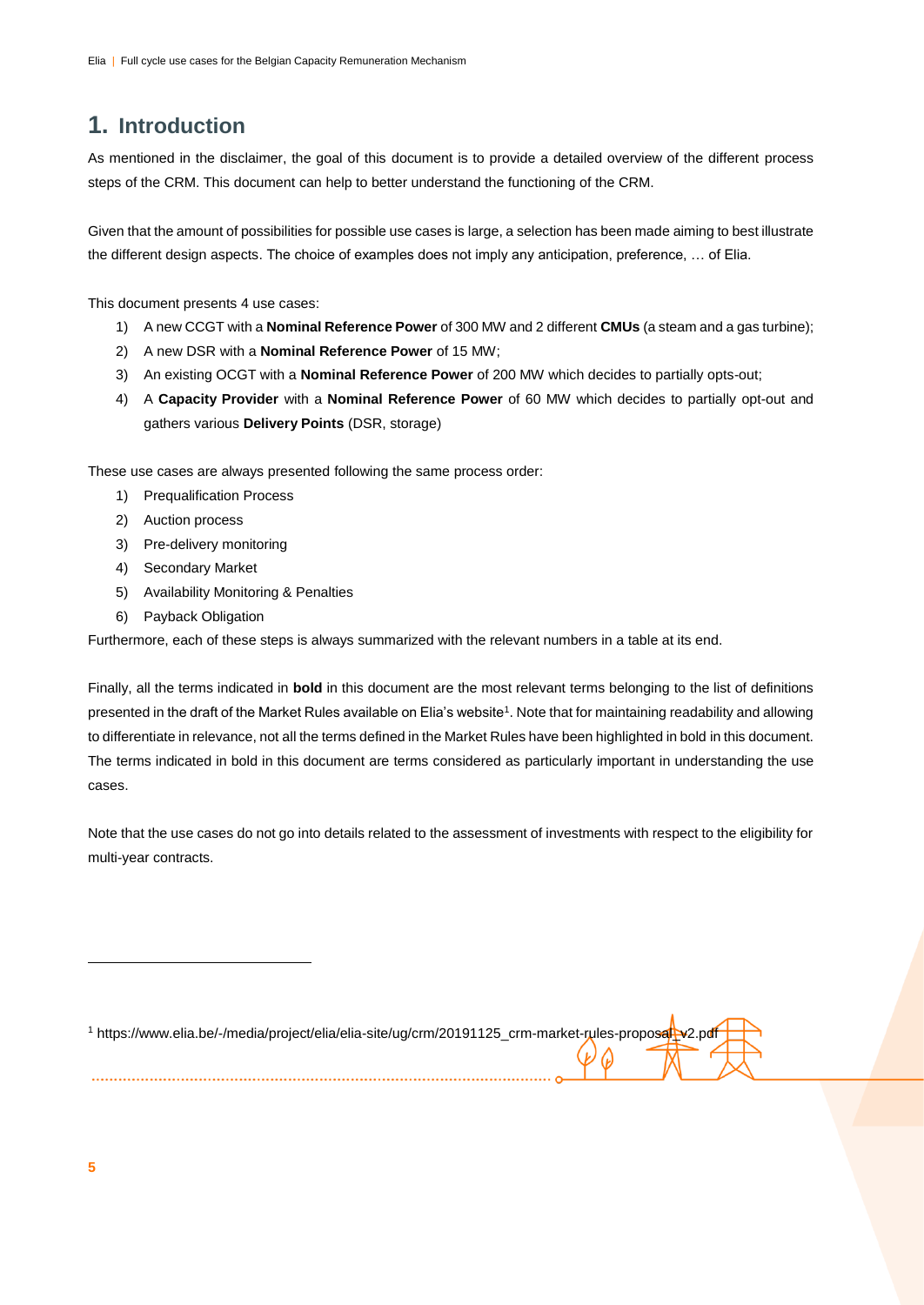# 1. Introduction

As mentioned in the disclaimer, the goal of this document is to provide a detailed overview of the different process steps of the CRM. This document can help to better understand the functioning of the CRM.

Given that the amount of possibilities for possible use cases is large, a selection has been made aiming to best illustrate the different design aspects. The choice of examples does not imply any anticipation, preference, … of Elia.

This document presents 4 use cases:

1) A new CCGT with a **Nominal Reference Power** of 300 MW and 2 different **CMUs** (a steam and a gas turbine);
2) A new DSR with a **Nominal Reference Power** of 15 MW;
3) An existing OCGT with a **Nominal Reference Power** of 200 MW which decides to partially opts-out;
4) A **Capacity Provider** with a **Nominal Reference Power** of 60 MW which decides to partially opt-out and gathers various **Delivery Points** (DSR, storage)

These use cases are always presented following the same process order:

1) Prequalification Process
2) Auction process
3) Pre-delivery monitoring
4) Secondary Market
5) Availability Monitoring & Penalties
6) Payback Obligation

Furthermore, each of these steps is always summarized with the relevant numbers in a table at its end.

Finally, all the terms indicated in **bold** in this document are the most relevant terms belonging to the list of definitions presented in the draft of the Market Rules available on Elia's website[1]. Note that for maintaining readability and allowing to differentiate in relevance, not all the terms defined in the Market Rules have been highlighted in bold in this document. The terms indicated in bold in this document are terms considered as particularly important in understanding the use cases.

Note that the use cases do not go into details related to the assessment of investments with respect to the eligibility for multi-year contracts.

[1] https://www.elia.be/-/media/project/elia/elia-site/ug/crm/20191125_crm-market-rules-proposal-v2.pdf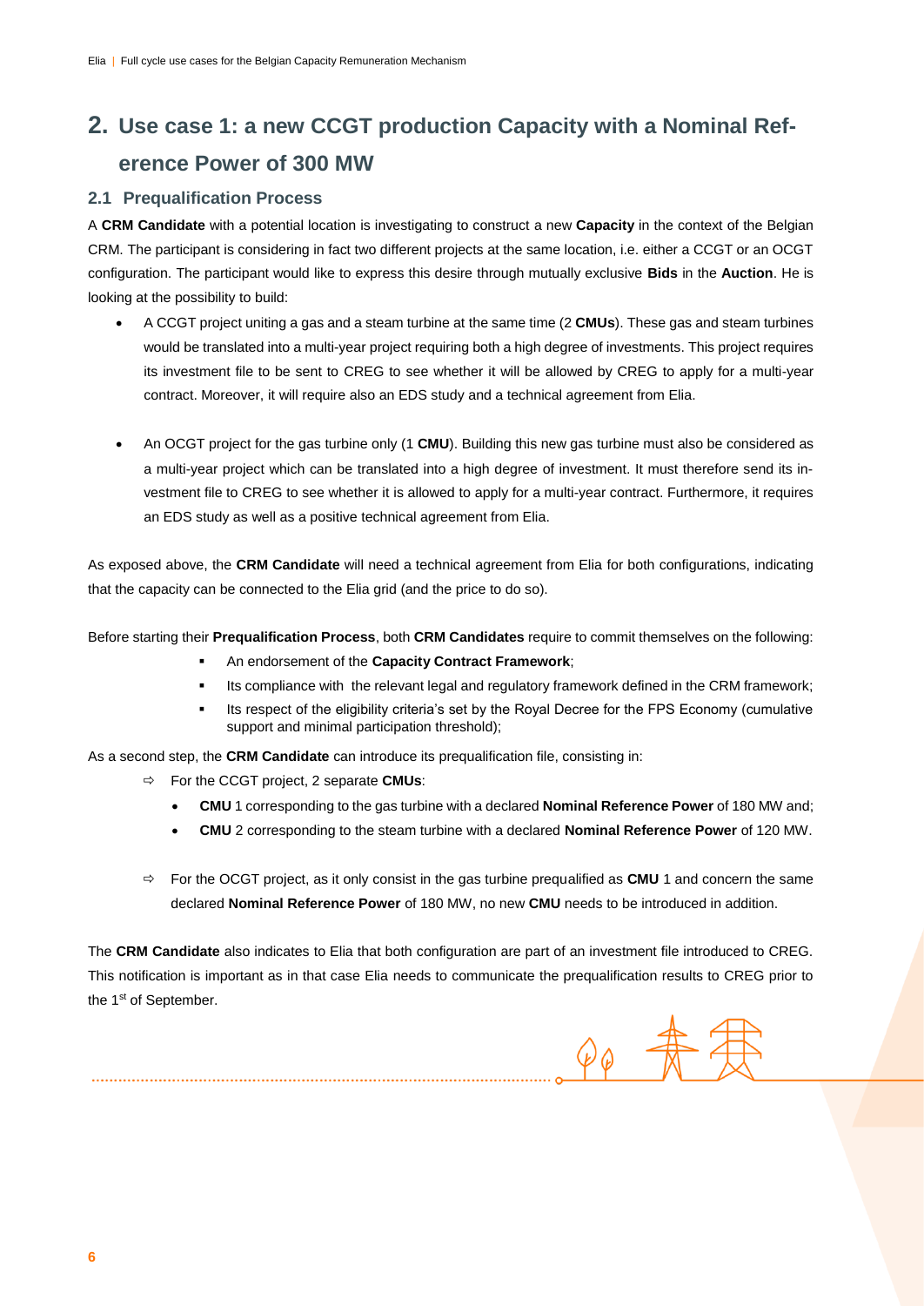# 2. Use case 1: a new CCGT production Capacity with a Nominal Reference Power of 300 MW

## 2.1 Prequalification Process

A **CRM Candidate** with a potential location is investigating to construct a new **Capacity** in the context of the Belgian CRM. The participant is considering in fact two different projects at the same location, i.e. either a CCGT or an OCGT configuration. The participant would like to express this desire through mutually exclusive **Bids** in the **Auction**. He is looking at the possibility to build:

- A CCGT project uniting a gas and a steam turbine at the same time (2 **CMUs**). These gas and steam turbines would be translated into a multi-year project requiring both a high degree of investments. This project requires its investment file to be sent to CREG to see whether it will be allowed by CREG to apply for a multi-year contract. Moreover, it will require also an EDS study and a technical agreement from Elia.

- An OCGT project for the gas turbine only (1 **CMU**). Building this new gas turbine must also be considered as a multi-year project which can be translated into a high degree of investment. It must therefore send its investment file to CREG to see whether it is allowed to apply for a multi-year contract. Furthermore, it requires an EDS study as well as a positive technical agreement from Elia.

As exposed above, the **CRM Candidate** will need a technical agreement from Elia for both configurations, indicating that the capacity can be connected to the Elia grid (and the price to do so).

Before starting their **Prequalification Process**, both **CRM Candidates** require to commit themselves on the following:

- An endorsement of the **Capacity Contract Framework**;
- Its compliance with the relevant legal and regulatory framework defined in the CRM framework;
- Its respect of the eligibility criteria's set by the Royal Decree for the FPS Economy (cumulative support and minimal participation threshold);

As a second step, the **CRM Candidate** can introduce its prequalification file, consisting in:

- ⇨ For the CCGT project, 2 separate **CMUs**:
  - **CMU** 1 corresponding to the gas turbine with a declared **Nominal Reference Power** of 180 MW and;
  - **CMU** 2 corresponding to the steam turbine with a declared **Nominal Reference Power** of 120 MW.

- ⇨ For the OCGT project, as it only consist in the gas turbine prequalified as **CMU** 1 and concern the same declared **Nominal Reference Power** of 180 MW, no new **CMU** needs to be introduced in addition.

The **CRM Candidate** also indicates to Elia that both configuration are part of an investment file introduced to CREG. This notification is important as in that case Elia needs to communicate the prequalification results to CREG prior to the 1st of September.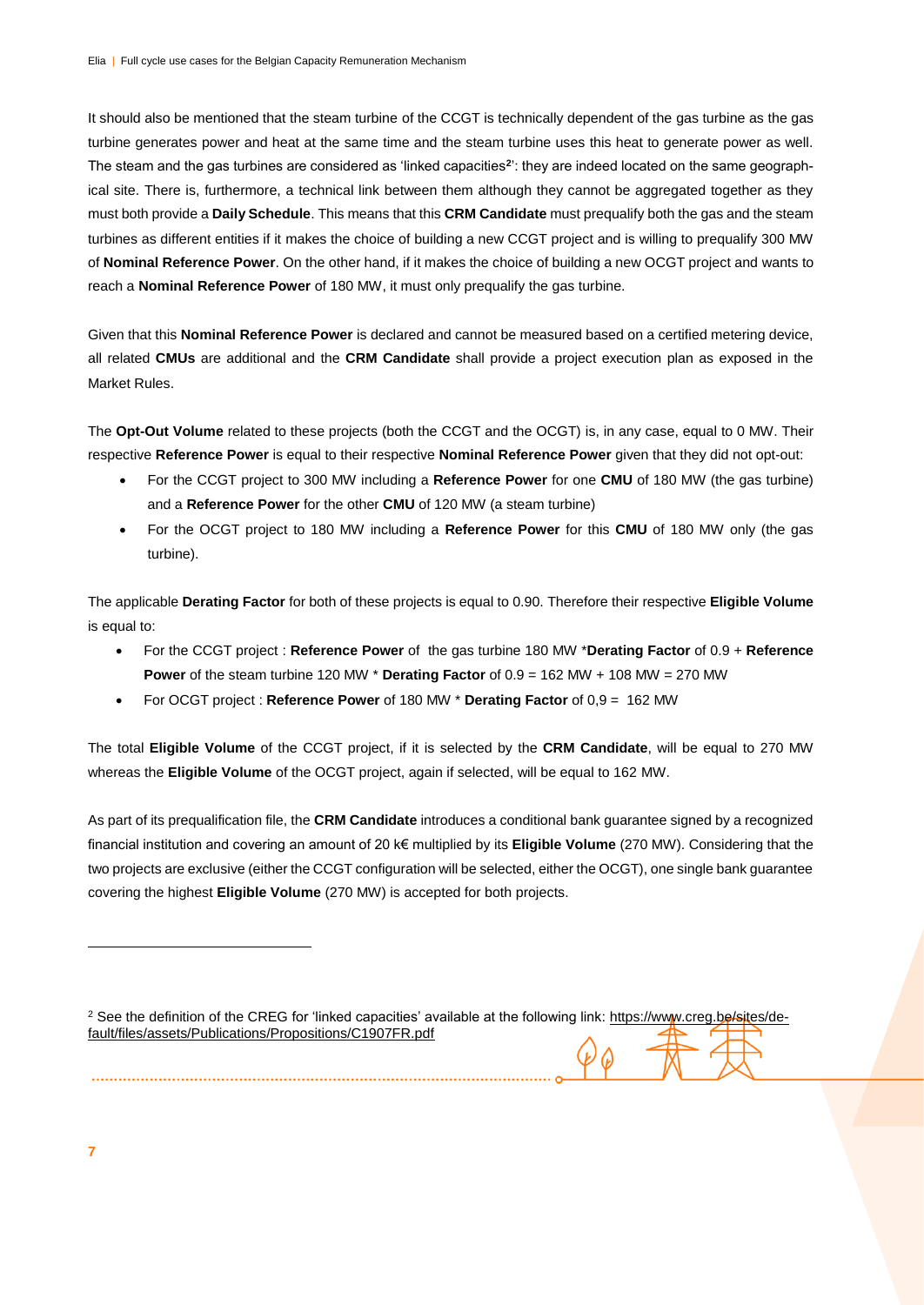It should also be mentioned that the steam turbine of the CCGT is technically dependent of the gas turbine as the gas turbine generates power and heat at the same time and the steam turbine uses this heat to generate power as well. The steam and the gas turbines are considered as 'linked capacities[2]': they are indeed located on the same geographical site. There is, furthermore, a technical link between them although they cannot be aggregated together as they must both provide a **Daily Schedule**. This means that this **CRM Candidate** must prequalify both the gas and the steam turbines as different entities if it makes the choice of building a new CCGT project and is willing to prequalify 300 MW of **Nominal Reference Power**. On the other hand, if it makes the choice of building a new OCGT project and wants to reach a **Nominal Reference Power** of 180 MW, it must only prequalify the gas turbine.

Given that this **Nominal Reference Power** is declared and cannot be measured based on a certified metering device, all related **CMUs** are additional and the **CRM Candidate** shall provide a project execution plan as exposed in the Market Rules.

The **Opt-Out Volume** related to these projects (both the CCGT and the OCGT) is, in any case, equal to 0 MW. Their respective **Reference Power** is equal to their respective **Nominal Reference Power** given that they did not opt-out:

- For the CCGT project to 300 MW including a **Reference Power** for one **CMU** of 180 MW (the gas turbine) and a **Reference Power** for the other **CMU** of 120 MW (a steam turbine)
- For the OCGT project to 180 MW including a **Reference Power** for this **CMU** of 180 MW only (the gas turbine).

The applicable **Derating Factor** for both of these projects is equal to 0.90. Therefore their respective **Eligible Volume** is equal to:

- For the CCGT project : **Reference Power** of the gas turbine 180 MW \***Derating Factor** of 0.9 + **Reference Power** of the steam turbine 120 MW \* **Derating Factor** of 0.9 = 162 MW + 108 MW = 270 MW
- For OCGT project : **Reference Power** of 180 MW \* **Derating Factor** of 0,9 = 162 MW

The total **Eligible Volume** of the CCGT project, if it is selected by the **CRM Candidate**, will be equal to 270 MW whereas the **Eligible Volume** of the OCGT project, again if selected, will be equal to 162 MW.

As part of its prequalification file, the **CRM Candidate** introduces a conditional bank guarantee signed by a recognized financial institution and covering an amount of 20 k€ multiplied by its **Eligible Volume** (270 MW). Considering that the two projects are exclusive (either the CCGT configuration will be selected, either the OCGT), one single bank guarantee covering the highest **Eligible Volume** (270 MW) is accepted for both projects.

---

[2] See the definition of the CREG for 'linked capacities' available at the following link: https://www.creg.be/sites/default/files/assets/Publications/Propositions/C1907FR.pdf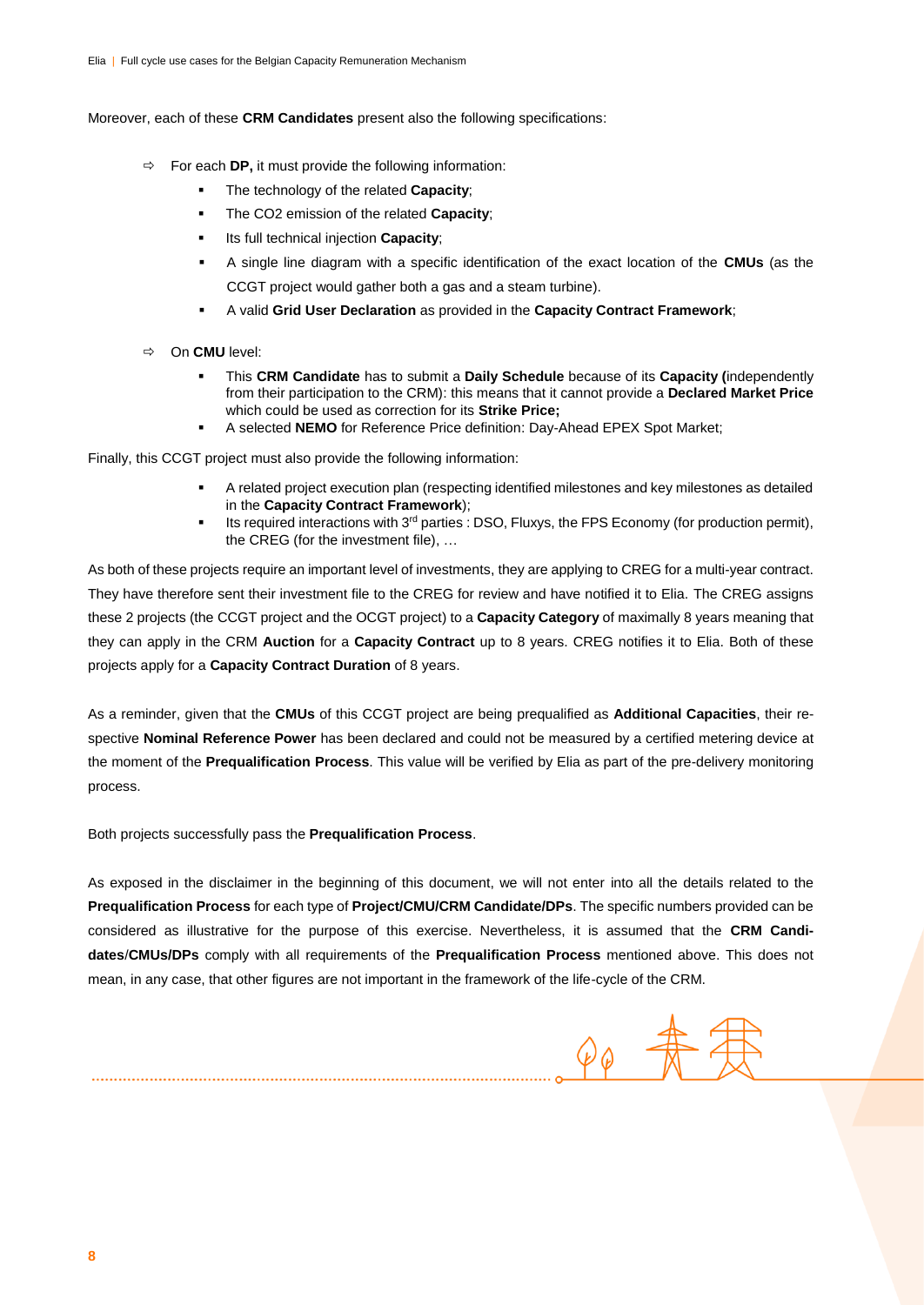Moreover, each of these **CRM Candidates** present also the following specifications:

- For each **DP,** it must provide the following information:
  - The technology of the related **Capacity**;
  - The CO2 emission of the related **Capacity**;
  - Its full technical injection **Capacity**;
  - A single line diagram with a specific identification of the exact location of the **CMUs** (as the CCGT project would gather both a gas and a steam turbine).
  - A valid **Grid User Declaration** as provided in the **Capacity Contract Framework**;

- On **CMU** level:
  - This **CRM Candidate** has to submit a **Daily Schedule** because of its **Capacity (**independently from their participation to the CRM): this means that it cannot provide a **Declared Market Price** which could be used as correction for its **Strike Price;**
  - A selected **NEMO** for Reference Price definition: Day-Ahead EPEX Spot Market;

Finally, this CCGT project must also provide the following information:

- A related project execution plan (respecting identified milestones and key milestones as detailed in the **Capacity Contract Framework**);
- Its required interactions with 3rd parties : DSO, Fluxys, the FPS Economy (for production permit), the CREG (for the investment file), …

As both of these projects require an important level of investments, they are applying to CREG for a multi-year contract. They have therefore sent their investment file to the CREG for review and have notified it to Elia. The CREG assigns these 2 projects (the CCGT project and the OCGT project) to a **Capacity Category** of maximally 8 years meaning that they can apply in the CRM **Auction** for a **Capacity Contract** up to 8 years. CREG notifies it to Elia. Both of these projects apply for a **Capacity Contract Duration** of 8 years.

As a reminder, given that the **CMUs** of this CCGT project are being prequalified as **Additional Capacities**, their respective **Nominal Reference Power** has been declared and could not be measured by a certified metering device at the moment of the **Prequalification Process**. This value will be verified by Elia as part of the pre-delivery monitoring process.

Both projects successfully pass the **Prequalification Process**.

As exposed in the disclaimer in the beginning of this document, we will not enter into all the details related to the **Prequalification Process** for each type of **Project/CMU/CRM Candidate/DPs**. The specific numbers provided can be considered as illustrative for the purpose of this exercise. Nevertheless, it is assumed that the **CRM Candidates**/**CMUs/DPs** comply with all requirements of the **Prequalification Process** mentioned above. This does not mean, in any case, that other figures are not important in the framework of the life-cycle of the CRM.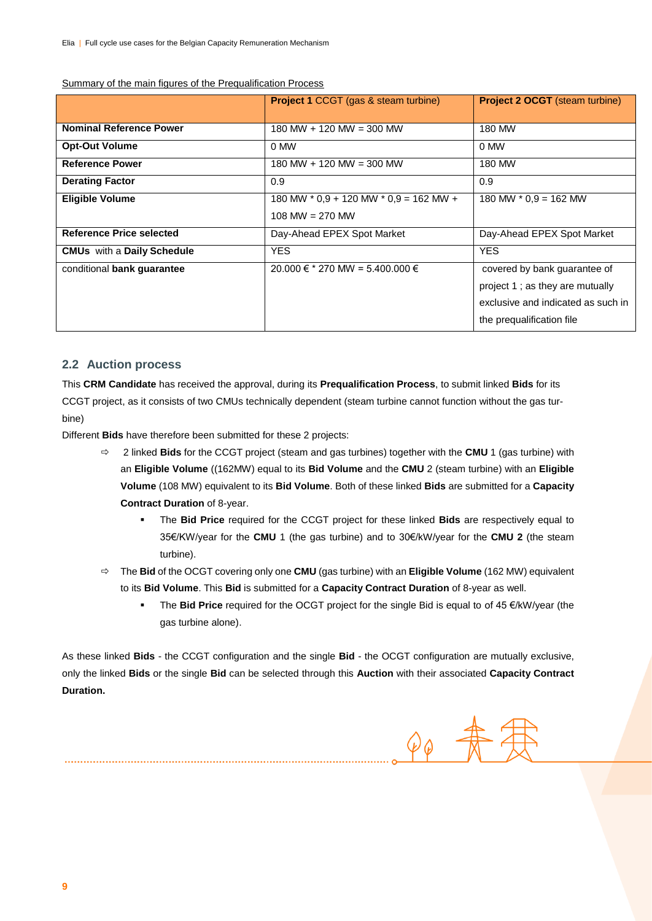Summary of the main figures of the Prequalification Process

| | **Project 1** CCGT (gas & steam turbine) | **Project 2 OCGT** (steam turbine) |
|---|---|---|
| **Nominal Reference Power** | 180 MW + 120 MW = 300 MW | 180 MW |
| **Opt-Out Volume** | 0 MW | 0 MW |
| **Reference Power** | 180 MW + 120 MW = 300 MW | 180 MW |
| **Derating Factor** | 0.9 | 0.9 |
| **Eligible Volume** | 180 MW * 0,9 + 120 MW * 0,9 = 162 MW + 108 MW = 270 MW | 180 MW * 0,9 = 162 MW |
| **Reference Price selected** | Day-Ahead EPEX Spot Market | Day-Ahead EPEX Spot Market |
| **CMUs** with a **Daily Schedule** | YES | YES |
| conditional **bank guarantee** | 20.000 € * 270 MW = 5.400.000 € | covered by bank guarantee of project 1 ; as they are mutually exclusive and indicated as such in the prequalification file |

## 2.2 Auction process

This **CRM Candidate** has received the approval, during its **Prequalification Process**, to submit linked **Bids** for its CCGT project, as it consists of two CMUs technically dependent (steam turbine cannot function without the gas turbine)

Different **Bids** have therefore been submitted for these 2 projects:

- 2 linked **Bids** for the CCGT project (steam and gas turbines) together with the **CMU** 1 (gas turbine) with an **Eligible Volume** ((162MW) equal to its **Bid Volume** and the **CMU** 2 (steam turbine) with an **Eligible Volume** (108 MW) equivalent to its **Bid Volume**. Both of these linked **Bids** are submitted for a **Capacity Contract Duration** of 8-year.
  - The **Bid Price** required for the CCGT project for these linked **Bids** are respectively equal to 35€/KW/year for the **CMU** 1 (the gas turbine) and to 30€/kW/year for the **CMU 2** (the steam turbine).
- The **Bid** of the OCGT covering only one **CMU** (gas turbine) with an **Eligible Volume** (162 MW) equivalent to its **Bid Volume**. This **Bid** is submitted for a **Capacity Contract Duration** of 8-year as well.
  - The **Bid Price** required for the OCGT project for the single Bid is equal to of 45 €/kW/year (the gas turbine alone).

As these linked **Bids** - the CCGT configuration and the single **Bid** - the OCGT configuration are mutually exclusive, only the linked **Bids** or the single **Bid** can be selected through this **Auction** with their associated **Capacity Contract Duration.**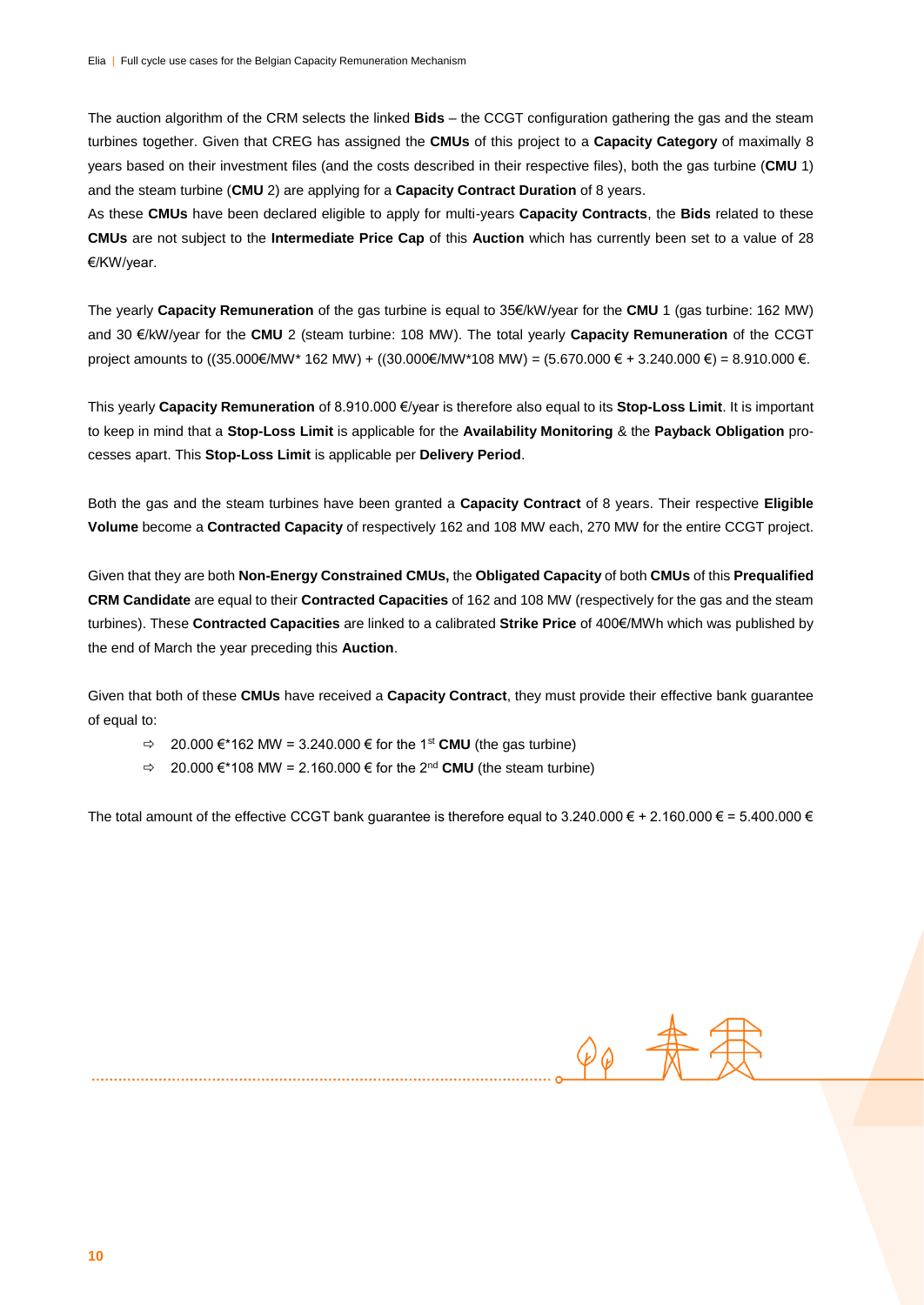The auction algorithm of the CRM selects the linked **Bids** – the CCGT configuration gathering the gas and the steam turbines together. Given that CREG has assigned the **CMUs** of this project to a **Capacity Category** of maximally 8 years based on their investment files (and the costs described in their respective files), both the gas turbine (**CMU** 1) and the steam turbine (**CMU** 2) are applying for a **Capacity Contract Duration** of 8 years.
As these **CMUs** have been declared eligible to apply for multi-years **Capacity Contracts**, the **Bids** related to these **CMUs** are not subject to the **Intermediate Price Cap** of this **Auction** which has currently been set to a value of 28 €/KW/year.

The yearly **Capacity Remuneration** of the gas turbine is equal to 35€/kW/year for the **CMU** 1 (gas turbine: 162 MW) and 30 €/kW/year for the **CMU** 2 (steam turbine: 108 MW). The total yearly **Capacity Remuneration** of the CCGT project amounts to ((35.000€/MW* 162 MW) + ((30.000€/MW*108 MW) = (5.670.000 € + 3.240.000 €) = 8.910.000 €.

This yearly **Capacity Remuneration** of 8.910.000 €/year is therefore also equal to its **Stop-Loss Limit**. It is important to keep in mind that a **Stop-Loss Limit** is applicable for the **Availability Monitoring** & the **Payback Obligation** processes apart. This **Stop-Loss Limit** is applicable per **Delivery Period**.

Both the gas and the steam turbines have been granted a **Capacity Contract** of 8 years. Their respective **Eligible Volume** become a **Contracted Capacity** of respectively 162 and 108 MW each, 270 MW for the entire CCGT project.

Given that they are both **Non-Energy Constrained CMUs,** the **Obligated Capacity** of both **CMUs** of this **Prequalified CRM Candidate** are equal to their **Contracted Capacities** of 162 and 108 MW (respectively for the gas and the steam turbines). These **Contracted Capacities** are linked to a calibrated **Strike Price** of 400€/MWh which was published by the end of March the year preceding this **Auction**.

Given that both of these **CMUs** have received a **Capacity Contract**, they must provide their effective bank guarantee of equal to:

- ⇨ 20.000 €*162 MW = 3.240.000 € for the 1st **CMU** (the gas turbine)
- ⇨ 20.000 €*108 MW = 2.160.000 € for the 2nd **CMU** (the steam turbine)

The total amount of the effective CCGT bank guarantee is therefore equal to 3.240.000 € + 2.160.000 € = 5.400.000 €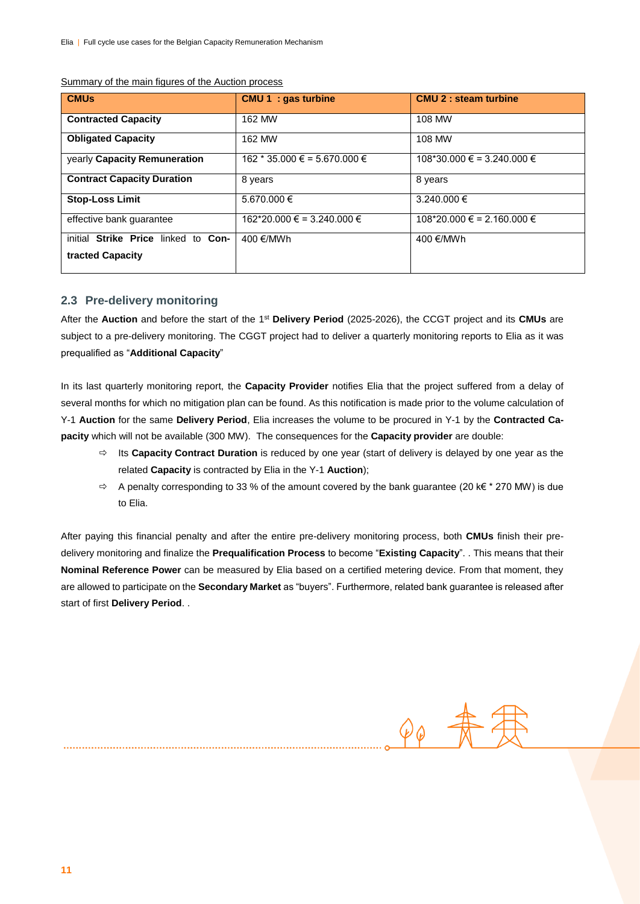Summary of the main figures of the Auction process

| **CMUs** | **CMU 1 : gas turbine** | **CMU 2 : steam turbine** |
|---|---|---|
| **Contracted Capacity** | 162 MW | 108 MW |
| **Obligated Capacity** | 162 MW | 108 MW |
| yearly **Capacity Remuneration** | 162 * 35.000 € = 5.670.000 € | 108*30.000 € = 3.240.000 € |
| **Contract Capacity Duration** | 8 years | 8 years |
| **Stop-Loss Limit** | 5.670.000 € | 3.240.000 € |
| effective bank guarantee | 162*20.000 € = 3.240.000 € | 108*20.000 € = 2.160.000 € |
| initial **Strike Price** linked to **Contracted Capacity** | 400 €/MWh | 400 €/MWh |

## 2.3 Pre-delivery monitoring

After the **Auction** and before the start of the 1st **Delivery Period** (2025-2026), the CCGT project and its **CMUs** are subject to a pre-delivery monitoring. The CGGT project had to deliver a quarterly monitoring reports to Elia as it was prequalified as "**Additional Capacity**"

In its last quarterly monitoring report, the **Capacity Provider** notifies Elia that the project suffered from a delay of several months for which no mitigation plan can be found. As this notification is made prior to the volume calculation of Y-1 **Auction** for the same **Delivery Period**, Elia increases the volume to be procured in Y-1 by the **Contracted Capacity** which will not be available (300 MW). The consequences for the **Capacity provider** are double:

- Its **Capacity Contract Duration** is reduced by one year (start of delivery is delayed by one year as the related **Capacity** is contracted by Elia in the Y-1 **Auction**);
- A penalty corresponding to 33 % of the amount covered by the bank guarantee (20 k€ * 270 MW) is due to Elia.

After paying this financial penalty and after the entire pre-delivery monitoring process, both **CMUs** finish their pre-delivery monitoring and finalize the **Prequalification Process** to become "**Existing Capacity**". . This means that their **Nominal Reference Power** can be measured by Elia based on a certified metering device. From that moment, they are allowed to participate on the **Secondary Market** as "buyers". Furthermore, related bank guarantee is released after start of first **Delivery Period**. .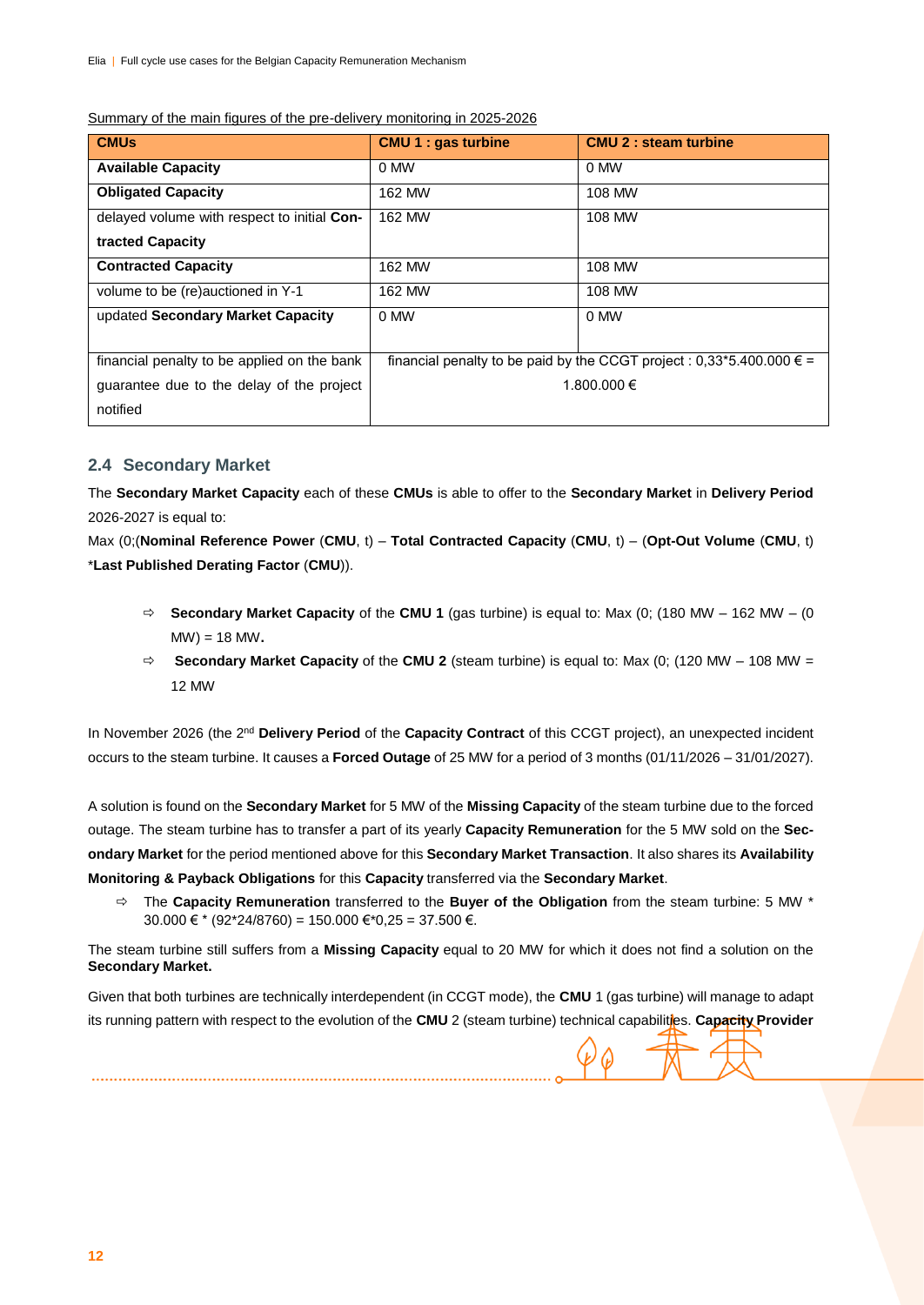Summary of the main figures of the pre-delivery monitoring in 2025-2026

| CMUs | CMU 1 : gas turbine | CMU 2 : steam turbine |
|---|---|---|
| **Available Capacity** | 0 MW | 0 MW |
| **Obligated Capacity** | 162 MW | 108 MW |
| delayed volume with respect to initial **Contracted Capacity** | 162 MW | 108 MW |
| **Contracted Capacity** | 162 MW | 108 MW |
| volume to be (re)auctioned in Y-1 | 162 MW | 108 MW |
| updated **Secondary Market Capacity** | 0 MW | 0 MW |
| financial penalty to be applied on the bank guarantee due to the delay of the project notified | financial penalty to be paid by the CCGT project : 0,33*5.400.000 € = 1.800.000 € | |

## 2.4 Secondary Market

The **Secondary Market Capacity** each of these **CMUs** is able to offer to the **Secondary Market** in **Delivery Period** 2026-2027 is equal to:

Max (0;(**Nominal Reference Power** (**CMU**, t) – **Total Contracted Capacity** (**CMU**, t) – (**Opt-Out Volume** (**CMU**, t) *​**Last Published Derating Factor** (**CMU**)).

- ⇨ **Secondary Market Capacity** of the **CMU 1** (gas turbine) is equal to: Max (0; (180 MW – 162 MW – (0 MW) = 18 MW.
- ⇨ **Secondary Market Capacity** of the **CMU 2** (steam turbine) is equal to: Max (0; (120 MW – 108 MW = 12 MW

In November 2026 (the 2nd **Delivery Period** of the **Capacity Contract** of this CCGT project), an unexpected incident occurs to the steam turbine. It causes a **Forced Outage** of 25 MW for a period of 3 months (01/11/2026 – 31/01/2027).

A solution is found on the **Secondary Market** for 5 MW of the **Missing Capacity** of the steam turbine due to the forced outage. The steam turbine has to transfer a part of its yearly **Capacity Remuneration** for the 5 MW sold on the **Secondary Market** for the period mentioned above for this **Secondary Market Transaction**. It also shares its **Availability Monitoring & Payback Obligations** for this **Capacity** transferred via the **Secondary Market**.

- ⇨ The **Capacity Remuneration** transferred to the **Buyer of the Obligation** from the steam turbine: 5 MW * 30.000 € * (92*24/8760) = 150.000 €*0,25 = 37.500 €.

The steam turbine still suffers from a **Missing Capacity** equal to 20 MW for which it does not find a solution on the **Secondary Market.**

Given that both turbines are technically interdependent (in CCGT mode), the **CMU** 1 (gas turbine) will manage to adapt its running pattern with respect to the evolution of the **CMU** 2 (steam turbine) technical capabilities. **Capacity Provider**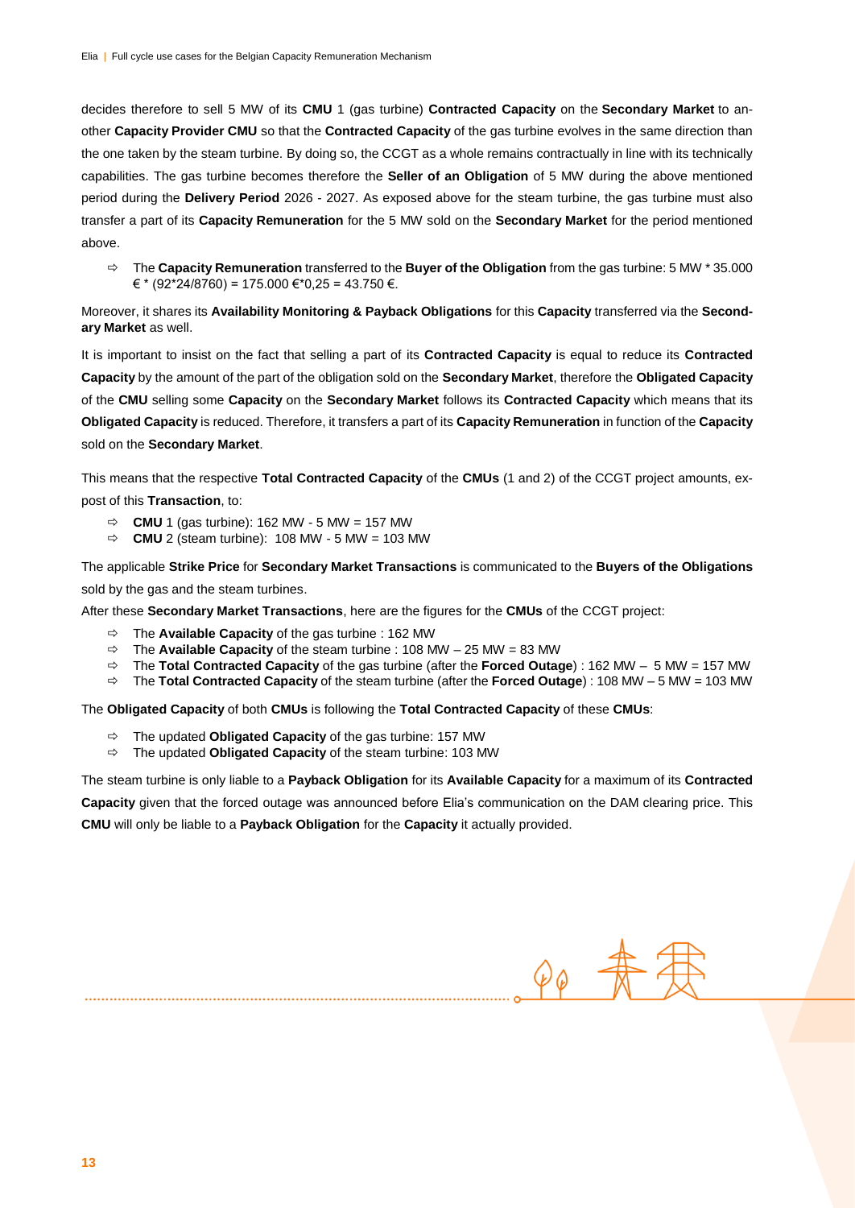decides therefore to sell 5 MW of its **CMU** 1 (gas turbine) **Contracted Capacity** on the **Secondary Market** to another **Capacity Provider CMU** so that the **Contracted Capacity** of the gas turbine evolves in the same direction than the one taken by the steam turbine. By doing so, the CCGT as a whole remains contractually in line with its technically capabilities. The gas turbine becomes therefore the **Seller of an Obligation** of 5 MW during the above mentioned period during the **Delivery Period** 2026 - 2027. As exposed above for the steam turbine, the gas turbine must also transfer a part of its **Capacity Remuneration** for the 5 MW sold on the **Secondary Market** for the period mentioned above.

- ⇨ The **Capacity Remuneration** transferred to the **Buyer of the Obligation** from the gas turbine: 5 MW * 35.000 € * (92*24/8760) = 175.000 €*0,25 = 43.750 €.

Moreover, it shares its **Availability Monitoring & Payback Obligations** for this **Capacity** transferred via the **Secondary Market** as well.

It is important to insist on the fact that selling a part of its **Contracted Capacity** is equal to reduce its **Contracted Capacity** by the amount of the part of the obligation sold on the **Secondary Market**, therefore the **Obligated Capacity** of the **CMU** selling some **Capacity** on the **Secondary Market** follows its **Contracted Capacity** which means that its **Obligated Capacity** is reduced. Therefore, it transfers a part of its **Capacity Remuneration** in function of the **Capacity** sold on the **Secondary Market**.

This means that the respective **Total Contracted Capacity** of the **CMUs** (1 and 2) of the CCGT project amounts, ex-post of this **Transaction**, to:

- ⇨ **CMU** 1 (gas turbine): 162 MW - 5 MW = 157 MW
- ⇨ **CMU** 2 (steam turbine): 108 MW - 5 MW = 103 MW

The applicable **Strike Price** for **Secondary Market Transactions** is communicated to the **Buyers of the Obligations** sold by the gas and the steam turbines.

After these **Secondary Market Transactions**, here are the figures for the **CMUs** of the CCGT project:

- ⇨ The **Available Capacity** of the gas turbine : 162 MW
- ⇨ The **Available Capacity** of the steam turbine : 108 MW – 25 MW = 83 MW
- ⇨ The **Total Contracted Capacity** of the gas turbine (after the **Forced Outage**) : 162 MW – 5 MW = 157 MW
- ⇨ The **Total Contracted Capacity** of the steam turbine (after the **Forced Outage**) : 108 MW – 5 MW = 103 MW

The **Obligated Capacity** of both **CMUs** is following the **Total Contracted Capacity** of these **CMUs**:

- ⇨ The updated **Obligated Capacity** of the gas turbine: 157 MW
- ⇨ The updated **Obligated Capacity** of the steam turbine: 103 MW

The steam turbine is only liable to a **Payback Obligation** for its **Available Capacity** for a maximum of its **Contracted Capacity** given that the forced outage was announced before Elia's communication on the DAM clearing price. This **CMU** will only be liable to a **Payback Obligation** for the **Capacity** it actually provided.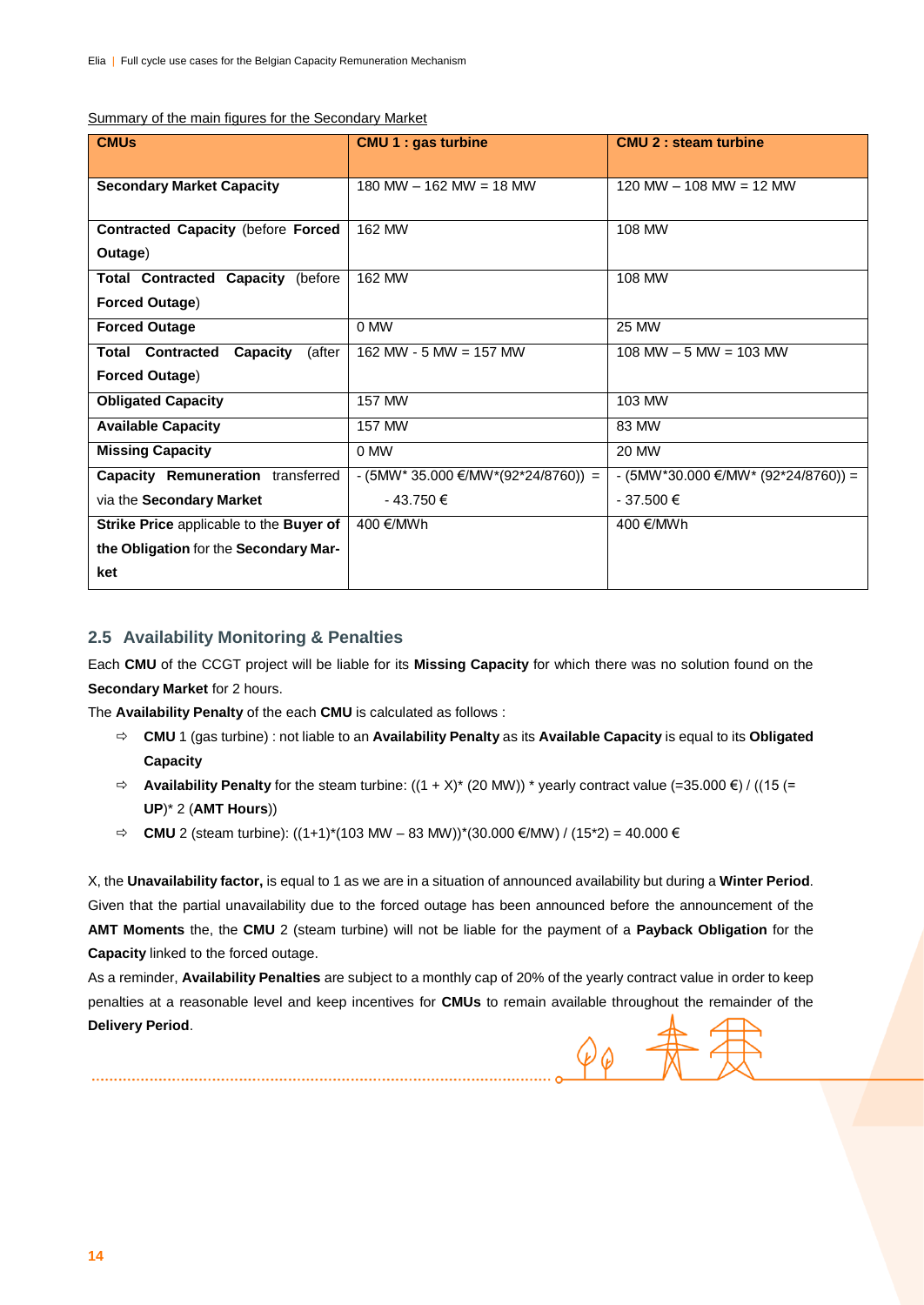Summary of the main figures for the Secondary Market

| CMUs | CMU 1 : gas turbine | CMU 2 : steam turbine |
|---|---|---|
| **Secondary Market Capacity** | 180 MW – 162 MW = 18 MW | 120 MW – 108 MW = 12 MW |
| **Contracted Capacity** (before **Forced Outage**) | 162 MW | 108 MW |
| **Total Contracted Capacity** (before **Forced Outage**) | 162 MW | 108 MW |
| **Forced Outage** | 0 MW | 25 MW |
| **Total Contracted Capacity** (after **Forced Outage**) | 162 MW - 5 MW = 157 MW | 108 MW – 5 MW = 103 MW |
| **Obligated Capacity** | 157 MW | 103 MW |
| **Available Capacity** | 157 MW | 83 MW |
| **Missing Capacity** | 0 MW | 20 MW |
| **Capacity Remuneration** transferred via the **Secondary Market** | - (5MW* 35.000 €/MW*(92*24/8760)) = - 43.750 € | - (5MW*30.000 €/MW* (92*24/8760)) = - 37.500 € |
| **Strike Price** applicable to the **Buyer of the Obligation** for the **Secondary Market** | 400 €/MWh | 400 €/MWh |

## 2.5 Availability Monitoring & Penalties

Each **CMU** of the CCGT project will be liable for its **Missing Capacity** for which there was no solution found on the **Secondary Market** for 2 hours.

The **Availability Penalty** of the each **CMU** is calculated as follows :

- ⇨ **CMU** 1 (gas turbine) : not liable to an **Availability Penalty** as its **Available Capacity** is equal to its **Obligated Capacity**
- ⇨ **Availability Penalty** for the steam turbine: ((1 + X)* (20 MW)) * yearly contract value (=35.000 €) / ((15 (= **UP**)* 2 (**AMT Hours**))
- ⇨ **CMU** 2 (steam turbine): ((1+1)*(103 MW – 83 MW))*(30.000 €/MW) / (15*2) = 40.000 €

X, the **Unavailability factor,** is equal to 1 as we are in a situation of announced availability but during a **Winter Period**. Given that the partial unavailability due to the forced outage has been announced before the announcement of the **AMT Moments** the, the **CMU** 2 (steam turbine) will not be liable for the payment of a **Payback Obligation** for the **Capacity** linked to the forced outage.

As a reminder, **Availability Penalties** are subject to a monthly cap of 20% of the yearly contract value in order to keep penalties at a reasonable level and keep incentives for **CMUs** to remain available throughout the remainder of the **Delivery Period**.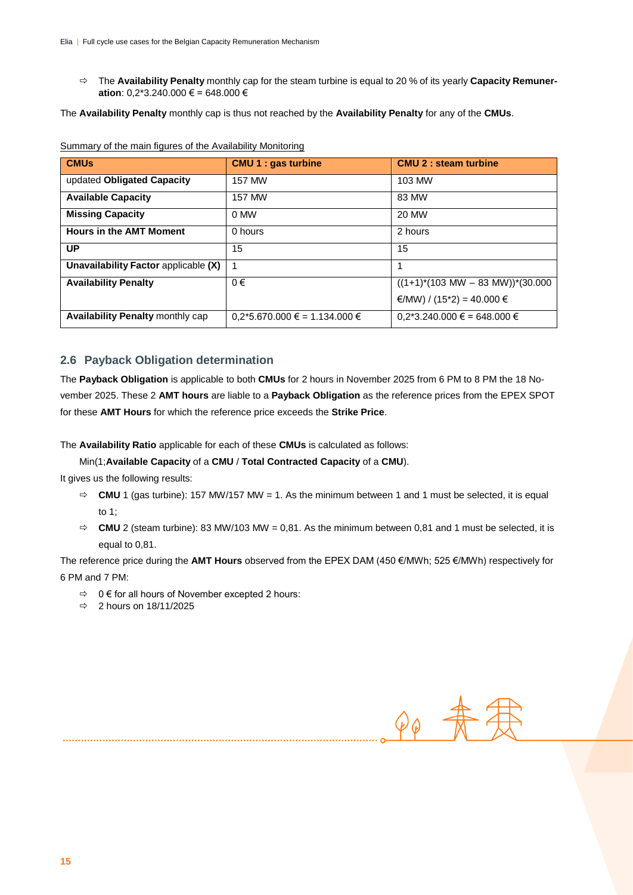- The **Availability Penalty** monthly cap for the steam turbine is equal to 20 % of its yearly **Capacity Remuneration**: 0,2*3.240.000 € = 648.000 €

The **Availability Penalty** monthly cap is thus not reached by the **Availability Penalty** for any of the **CMUs**.

Summary of the main figures of the Availability Monitoring

| CMUs | CMU 1 : gas turbine | CMU 2 : steam turbine |
|---|---|---|
| updated **Obligated Capacity** | 157 MW | 103 MW |
| **Available Capacity** | 157 MW | 83 MW |
| **Missing Capacity** | 0 MW | 20 MW |
| **Hours in the AMT Moment** | 0 hours | 2 hours |
| **UP** | 15 | 15 |
| **Unavailability Factor** applicable **(X)** | 1 | 1 |
| **Availability Penalty** | 0 € | ((1+1)*(103 MW – 83 MW))*(30.000 €/MW) / (15*2) = 40.000 € |
| **Availability Penalty** monthly cap | 0,2*5.670.000 € = 1.134.000 € | 0,2*3.240.000 € = 648.000 € |

## 2.6 Payback Obligation determination

The **Payback Obligation** is applicable to both **CMUs** for 2 hours in November 2025 from 6 PM to 8 PM the 18 November 2025. These 2 **AMT hours** are liable to a **Payback Obligation** as the reference prices from the EPEX SPOT for these **AMT Hours** for which the reference price exceeds the **Strike Price**.

The **Availability Ratio** applicable for each of these **CMUs** is calculated as follows:

Min(1;**Available Capacity** of a **CMU** / **Total Contracted Capacity** of a **CMU**).

It gives us the following results:

- **CMU** 1 (gas turbine): 157 MW/157 MW = 1. As the minimum between 1 and 1 must be selected, it is equal to 1;
- **CMU** 2 (steam turbine): 83 MW/103 MW = 0,81. As the minimum between 0,81 and 1 must be selected, it is equal to 0,81.

The reference price during the **AMT Hours** observed from the EPEX DAM (450 €/MWh; 525 €/MWh) respectively for 6 PM and 7 PM:

- 0 € for all hours of November excepted 2 hours:
- 2 hours on 18/11/2025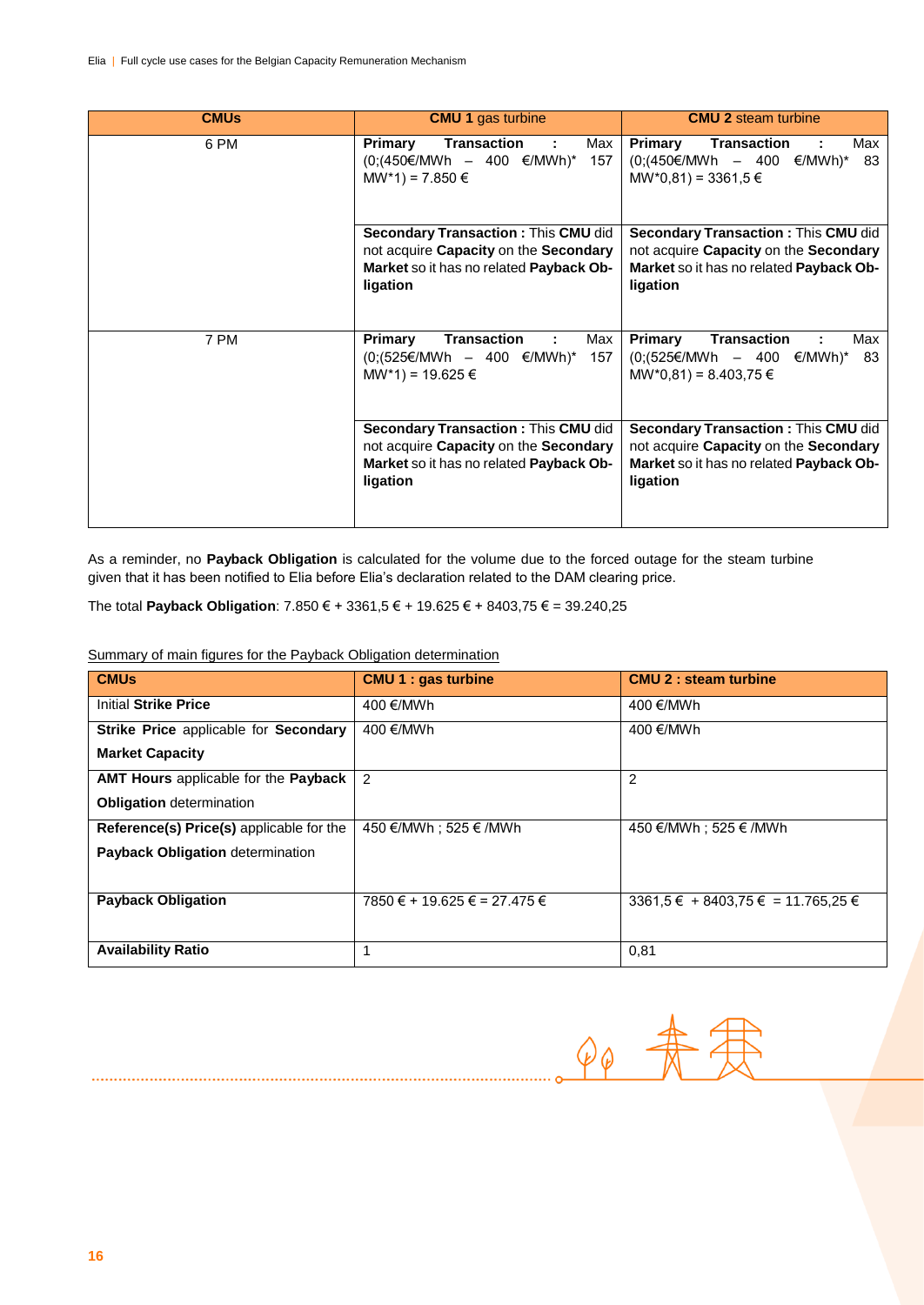| CMUs | CMU 1 gas turbine | CMU 2 steam turbine |
|---|---|---|
| 6 PM | **Primary Transaction** : Max (0;(450€/MWh – 400 €/MWh)* 157 MW*1) = 7.850 € | **Primary Transaction** : Max (0;(450€/MWh – 400 €/MWh)* 83 MW*0,81) = 3361,5 € |
| | **Secondary Transaction :** This **CMU** did not acquire **Capacity** on the **Secondary Market** so it has no related **Payback Obligation** | **Secondary Transaction :** This **CMU** did not acquire **Capacity** on the **Secondary Market** so it has no related **Payback Obligation** |
| 7 PM | **Primary Transaction** : Max (0;(525€/MWh – 400 €/MWh)* 157 MW*1) = 19.625 € | **Primary Transaction** : Max (0;(525€/MWh – 400 €/MWh)* 83 MW*0,81) = 8.403,75 € |
| | **Secondary Transaction :** This **CMU** did not acquire **Capacity** on the **Secondary Market** so it has no related **Payback Obligation** | **Secondary Transaction :** This **CMU** did not acquire **Capacity** on the **Secondary Market** so it has no related **Payback Obligation** |

As a reminder, no **Payback Obligation** is calculated for the volume due to the forced outage for the steam turbine given that it has been notified to Elia before Elia's declaration related to the DAM clearing price.

The total **Payback Obligation**: 7.850 € + 3361,5 € + 19.625 € + 8403,75 € = 39.240,25

Summary of main figures for the Payback Obligation determination

| CMUs | CMU 1 : gas turbine | CMU 2 : steam turbine |
|---|---|---|
| Initial **Strike Price** | 400 €/MWh | 400 €/MWh |
| **Strike Price** applicable for **Secondary Market Capacity** | 400 €/MWh | 400 €/MWh |
| **AMT Hours** applicable for the **Payback Obligation** determination | 2 | 2 |
| **Reference(s) Price(s)** applicable for the **Payback Obligation** determination | 450 €/MWh ; 525 € /MWh | 450 €/MWh ; 525 € /MWh |
| **Payback Obligation** | 7850 € + 19.625 € = 27.475 € | 3361,5 € + 8403,75 € = 11.765,25 € |
| **Availability Ratio** | 1 | 0,81 |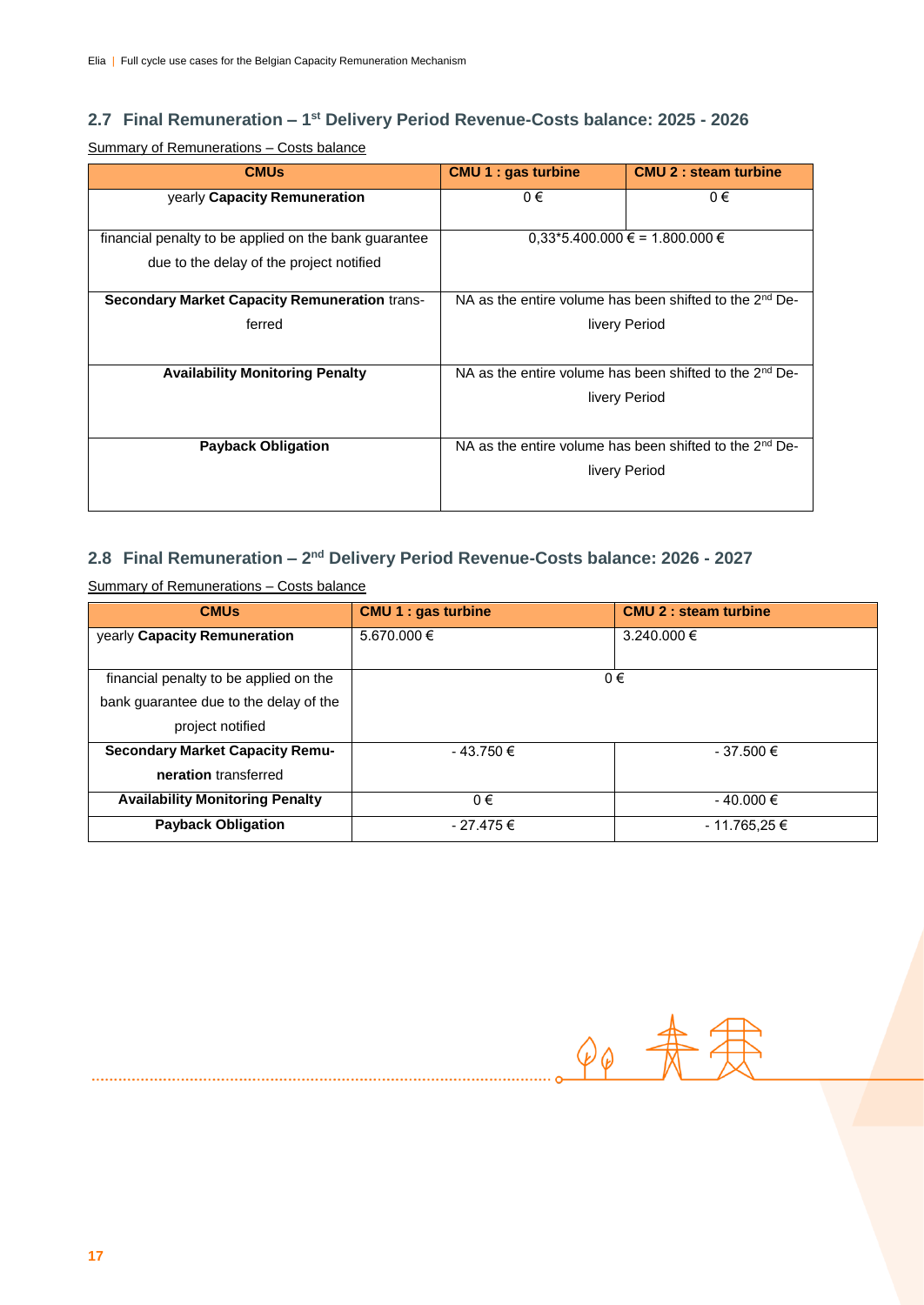## 2.7 Final Remuneration – 1st Delivery Period Revenue-Costs balance: 2025 - 2026

Summary of Remunerations – Costs balance

| CMUs | CMU 1 : gas turbine | CMU 2 : steam turbine |
|---|---|---|
| yearly **Capacity Remuneration** | 0 € | 0 € |
| financial penalty to be applied on the bank guarantee due to the delay of the project notified | 0,33*5.400.000 € = 1.800.000 € | |
| **Secondary Market Capacity Remuneration** transferred | NA as the entire volume has been shifted to the 2nd Delivery Period | |
| **Availability Monitoring Penalty** | NA as the entire volume has been shifted to the 2nd Delivery Period | |
| **Payback Obligation** | NA as the entire volume has been shifted to the 2nd Delivery Period | |

## 2.8 Final Remuneration – 2nd Delivery Period Revenue-Costs balance: 2026 - 2027

Summary of Remunerations – Costs balance

| CMUs | CMU 1 : gas turbine | CMU 2 : steam turbine |
|---|---|---|
| yearly **Capacity Remuneration** | 5.670.000 € | 3.240.000 € |
| financial penalty to be applied on the bank guarantee due to the delay of the project notified | 0 € | |
| **Secondary Market Capacity Remuneration** transferred | - 43.750 € | - 37.500 € |
| **Availability Monitoring Penalty** | 0 € | - 40.000 € |
| **Payback Obligation** | - 27.475 € | - 11.765,25 € |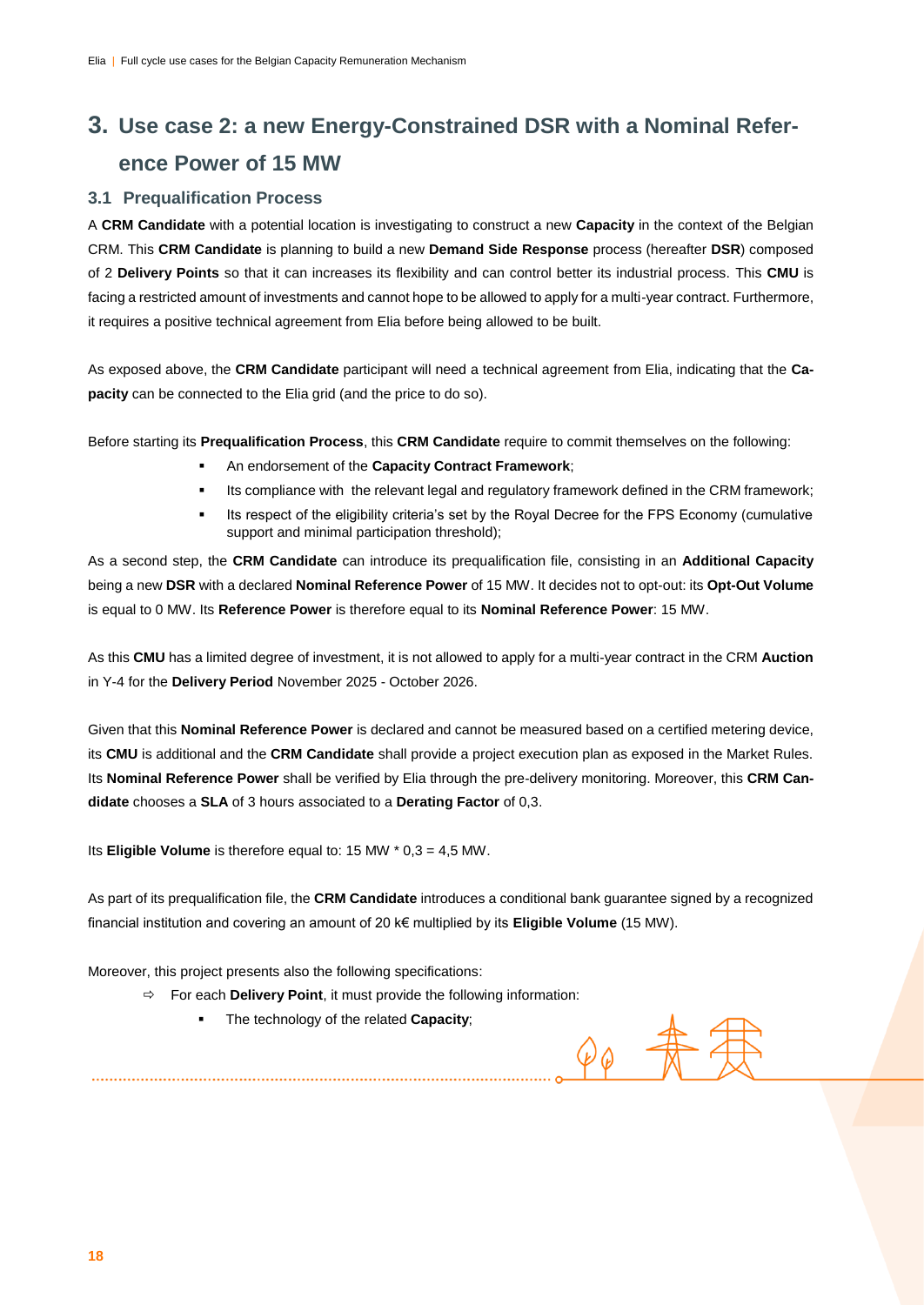## 3. Use case 2: a new Energy-Constrained DSR with a Nominal Reference Power of 15 MW

### 3.1 Prequalification Process

A **CRM Candidate** with a potential location is investigating to construct a new **Capacity** in the context of the Belgian CRM. This **CRM Candidate** is planning to build a new **Demand Side Response** process (hereafter **DSR**) composed of 2 **Delivery Points** so that it can increases its flexibility and can control better its industrial process. This **CMU** is facing a restricted amount of investments and cannot hope to be allowed to apply for a multi-year contract. Furthermore, it requires a positive technical agreement from Elia before being allowed to be built.

As exposed above, the **CRM Candidate** participant will need a technical agreement from Elia, indicating that the **Capacity** can be connected to the Elia grid (and the price to do so).

Before starting its **Prequalification Process**, this **CRM Candidate** require to commit themselves on the following:

- An endorsement of the **Capacity Contract Framework**;
- Its compliance with the relevant legal and regulatory framework defined in the CRM framework;
- Its respect of the eligibility criteria's set by the Royal Decree for the FPS Economy (cumulative support and minimal participation threshold);

As a second step, the **CRM Candidate** can introduce its prequalification file, consisting in an **Additional Capacity** being a new **DSR** with a declared **Nominal Reference Power** of 15 MW. It decides not to opt-out: its **Opt-Out Volume** is equal to 0 MW. Its **Reference Power** is therefore equal to its **Nominal Reference Power**: 15 MW.

As this **CMU** has a limited degree of investment, it is not allowed to apply for a multi-year contract in the CRM **Auction** in Y-4 for the **Delivery Period** November 2025 - October 2026.

Given that this **Nominal Reference Power** is declared and cannot be measured based on a certified metering device, its **CMU** is additional and the **CRM Candidate** shall provide a project execution plan as exposed in the Market Rules. Its **Nominal Reference Power** shall be verified by Elia through the pre-delivery monitoring. Moreover, this **CRM Candidate** chooses a **SLA** of 3 hours associated to a **Derating Factor** of 0,3.

Its **Eligible Volume** is therefore equal to: 15 MW * 0,3 = 4,5 MW.

As part of its prequalification file, the **CRM Candidate** introduces a conditional bank guarantee signed by a recognized financial institution and covering an amount of 20 k€ multiplied by its **Eligible Volume** (15 MW).

Moreover, this project presents also the following specifications:

- For each **Delivery Point**, it must provide the following information:
  - The technology of the related **Capacity**;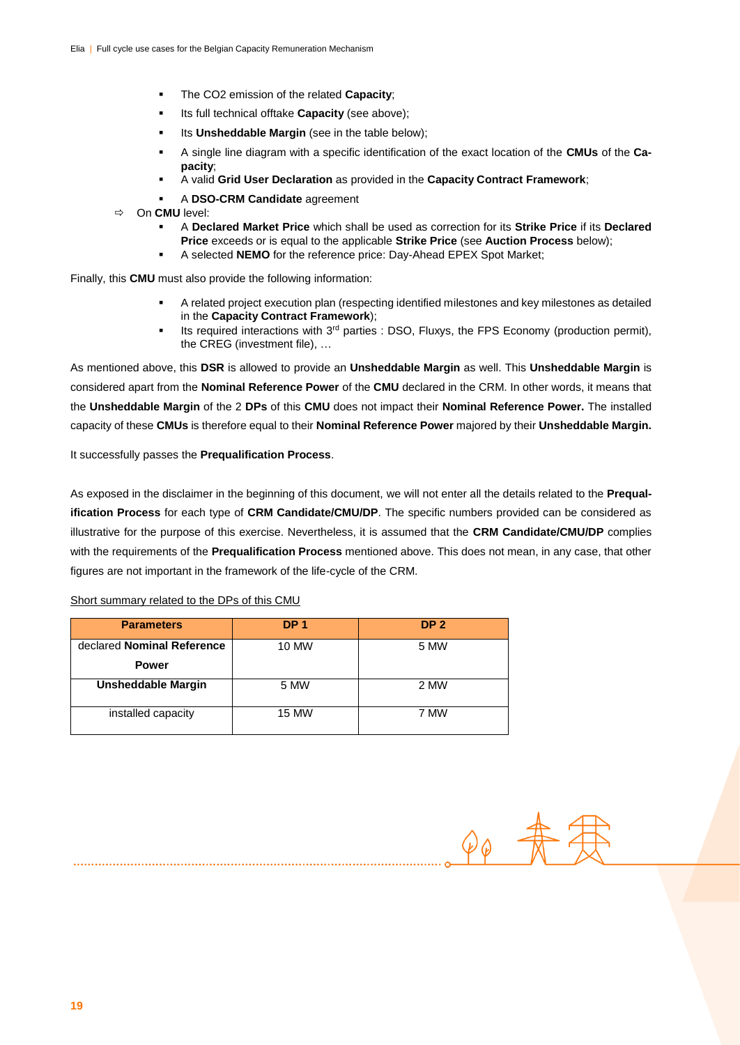- The CO2 emission of the related **Capacity**;
- Its full technical offtake **Capacity** (see above);
- Its **Unsheddable Margin** (see in the table below);
- A single line diagram with a specific identification of the exact location of the **CMUs** of the **Capacity**;
- A valid **Grid User Declaration** as provided in the **Capacity Contract Framework**;
- A **DSO-CRM Candidate** agreement

⇨ On **CMU** level:

- A **Declared Market Price** which shall be used as correction for its **Strike Price** if its **Declared Price** exceeds or is equal to the applicable **Strike Price** (see **Auction Process** below);
- A selected **NEMO** for the reference price: Day-Ahead EPEX Spot Market;

Finally, this **CMU** must also provide the following information:

- A related project execution plan (respecting identified milestones and key milestones as detailed in the **Capacity Contract Framework**);
- Its required interactions with 3rd parties : DSO, Fluxys, the FPS Economy (production permit), the CREG (investment file), …

As mentioned above, this **DSR** is allowed to provide an **Unsheddable Margin** as well. This **Unsheddable Margin** is considered apart from the **Nominal Reference Power** of the **CMU** declared in the CRM. In other words, it means that the **Unsheddable Margin** of the 2 **DPs** of this **CMU** does not impact their **Nominal Reference Power.** The installed capacity of these **CMUs** is therefore equal to their **Nominal Reference Power** majored by their **Unsheddable Margin.**

It successfully passes the **Prequalification Process**.

As exposed in the disclaimer in the beginning of this document, we will not enter all the details related to the **Prequalification Process** for each type of **CRM Candidate/CMU/DP**. The specific numbers provided can be considered as illustrative for the purpose of this exercise. Nevertheless, it is assumed that the **CRM Candidate/CMU/DP** complies with the requirements of the **Prequalification Process** mentioned above. This does not mean, in any case, that other figures are not important in the framework of the life-cycle of the CRM.

<u>Short summary related to the DPs of this CMU</u>

| Parameters | DP 1 | DP 2 |
|---|---|---|
| declared **Nominal Reference Power** | 10 MW | 5 MW |
| **Unsheddable Margin** | 5 MW | 2 MW |
| installed capacity | 15 MW | 7 MW |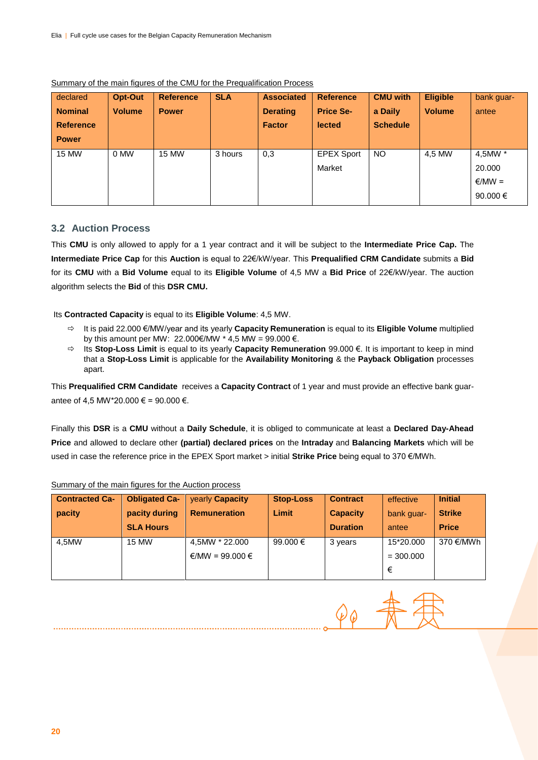Summary of the main figures of the CMU for the Prequalification Process

| declared **Nominal Reference Power** | **Opt-Out Volume** | **Reference Power** | **SLA** | **Associated Derating Factor** | **Reference Price Selected** | **CMU with a Daily Schedule** | **Eligible Volume** | bank guarantee |
|---|---|---|---|---|---|---|---|---|
| 15 MW | 0 MW | 15 MW | 3 hours | 0,3 | EPEX Sport Market | NO | 4,5 MW | 4,5MW * 20.000 €/MW = 90.000 € |

## 3.2 Auction Process

This **CMU** is only allowed to apply for a 1 year contract and it will be subject to the **Intermediate Price Cap.** The **Intermediate Price Cap** for this **Auction** is equal to 22€/kW/year. This **Prequalified CRM Candidate** submits a **Bid** for its **CMU** with a **Bid Volume** equal to its **Eligible Volume** of 4,5 MW a **Bid Price** of 22€/kW/year. The auction algorithm selects the **Bid** of this **DSR CMU.**

Its **Contracted Capacity** is equal to its **Eligible Volume**: 4,5 MW.

- ⇨ It is paid 22.000 €/MW/year and its yearly **Capacity Remuneration** is equal to its **Eligible Volume** multiplied by this amount per MW: 22.000€/MW * 4,5 MW = 99.000 €.
- ⇨ Its **Stop-Loss Limit** is equal to its yearly **Capacity Remuneration** 99.000 €. It is important to keep in mind that a **Stop-Loss Limit** is applicable for the **Availability Monitoring** & the **Payback Obligation** processes apart.

This **Prequalified CRM Candidate** receives a **Capacity Contract** of 1 year and must provide an effective bank guarantee of 4,5 MW*20.000 € = 90.000 €.

Finally this **DSR** is a **CMU** without a **Daily Schedule**, it is obliged to communicate at least a **Declared Day-Ahead Price** and allowed to declare other **(partial) declared prices** on the **Intraday** and **Balancing Markets** which will be used in case the reference price in the EPEX Sport market > initial **Strike Price** being equal to 370 €/MWh.

Summary of the main figures for the Auction process

| **Contracted Capacity** | **Obligated Capacity during SLA Hours** | yearly **Capacity Remuneration** | **Stop-Loss Limit** | **Contract Capacity Duration** | effective bank guarantee | **Initial Strike Price** |
|---|---|---|---|---|---|---|
| 4,5MW | 15 MW | 4,5MW * 22.000 €/MW = 99.000 € | 99.000 € | 3 years | 15*20.000 = 300.000 € | 370 €/MWh |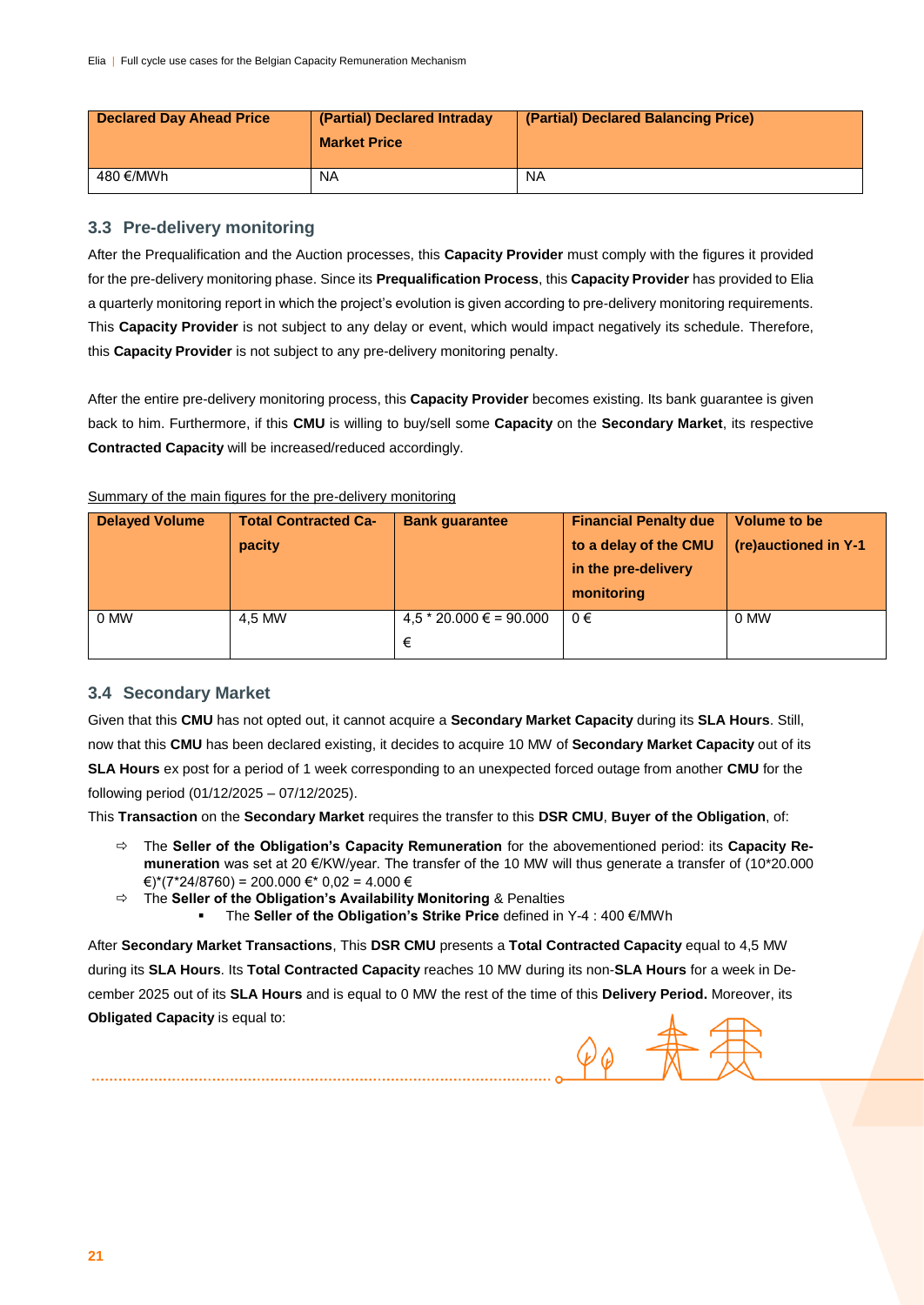| Declared Day Ahead Price | (Partial) Declared Intraday Market Price | (Partial) Declared Balancing Price) |
|---|---|---|
| 480 €/MWh | NA | NA |

## 3.3 Pre-delivery monitoring

After the Prequalification and the Auction processes, this **Capacity Provider** must comply with the figures it provided for the pre-delivery monitoring phase. Since its **Prequalification Process**, this **Capacity Provider** has provided to Elia a quarterly monitoring report in which the project's evolution is given according to pre-delivery monitoring requirements. This **Capacity Provider** is not subject to any delay or event, which would impact negatively its schedule. Therefore, this **Capacity Provider** is not subject to any pre-delivery monitoring penalty.

After the entire pre-delivery monitoring process, this **Capacity Provider** becomes existing. Its bank guarantee is given back to him. Furthermore, if this **CMU** is willing to buy/sell some **Capacity** on the **Secondary Market**, its respective **Contracted Capacity** will be increased/reduced accordingly.

Summary of the main figures for the pre-delivery monitoring

| Delayed Volume | Total Contracted Capacity | Bank guarantee | Financial Penalty due to a delay of the CMU in the pre-delivery monitoring | Volume to be (re)auctioned in Y-1 |
|---|---|---|---|---|
| 0 MW | 4,5 MW | 4,5 * 20.000 € = 90.000 € | 0 € | 0 MW |

## 3.4 Secondary Market

Given that this **CMU** has not opted out, it cannot acquire a **Secondary Market Capacity** during its **SLA Hours**. Still, now that this **CMU** has been declared existing, it decides to acquire 10 MW of **Secondary Market Capacity** out of its **SLA Hours** ex post for a period of 1 week corresponding to an unexpected forced outage from another **CMU** for the following period (01/12/2025 – 07/12/2025).

This **Transaction** on the **Secondary Market** requires the transfer to this **DSR CMU**, **Buyer of the Obligation**, of:

- The **Seller of the Obligation's Capacity Remuneration** for the abovementioned period: its **Capacity Remuneration** was set at 20 €/KW/year. The transfer of the 10 MW will thus generate a transfer of (10*20.000 €)*(7*24/8760) = 200.000 €* 0,02 = 4.000 €
- The **Seller of the Obligation's Availability Monitoring** & Penalties
  - The **Seller of the Obligation's Strike Price** defined in Y-4 : 400 €/MWh

After **Secondary Market Transactions**, This **DSR CMU** presents a **Total Contracted Capacity** equal to 4,5 MW during its **SLA Hours**. Its **Total Contracted Capacity** reaches 10 MW during its non-**SLA Hours** for a week in December 2025 out of its **SLA Hours** and is equal to 0 MW the rest of the time of this **Delivery Period.** Moreover, its **Obligated Capacity** is equal to: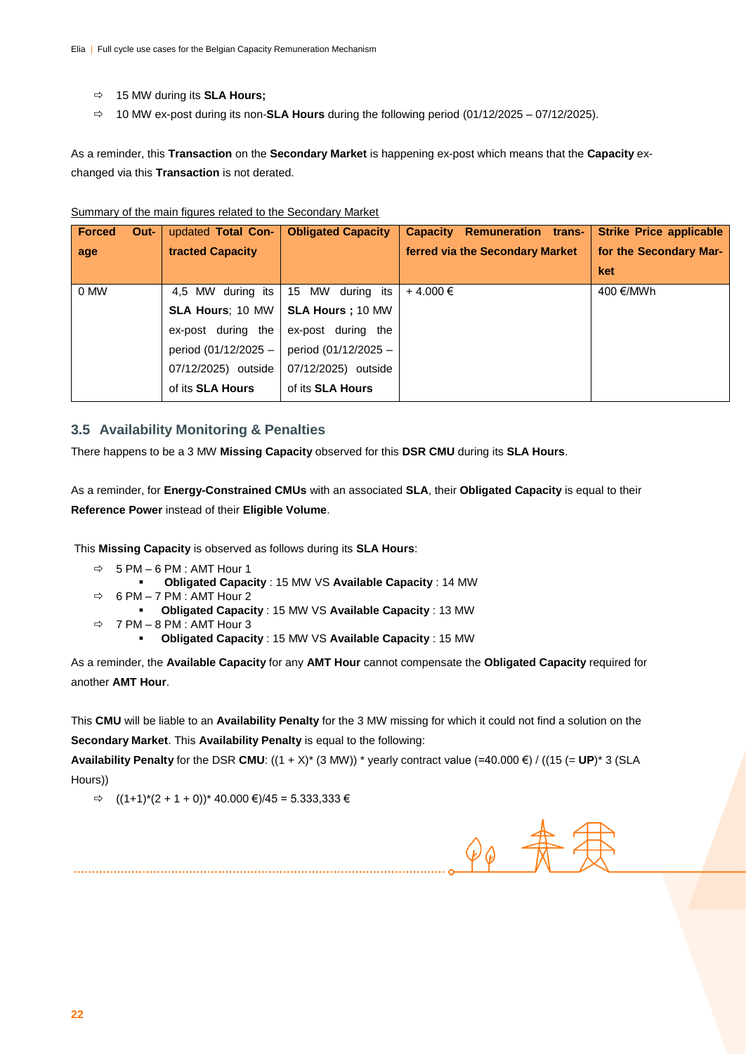- ⇨ 15 MW during its **SLA Hours;**
- ⇨ 10 MW ex-post during its non-**SLA Hours** during the following period (01/12/2025 – 07/12/2025).

As a reminder, this **Transaction** on the **Secondary Market** is happening ex-post which means that the **Capacity** exchanged via this **Transaction** is not derated.

Summary of the main figures related to the Secondary Market

| Forced Outage | updated Total Contracted Capacity | Obligated Capacity | Capacity Remuneration transferred via the Secondary Market | Strike Price applicable for the Secondary Market |
|---|---|---|---|---|
| 0 MW | 4,5 MW during its **SLA Hours**; 10 MW ex-post during the period (01/12/2025 – 07/12/2025) outside of its **SLA Hours** | 15 MW during its **SLA Hours** ; 10 MW ex-post during the period (01/12/2025 – 07/12/2025) outside of its **SLA Hours** | + 4.000 € | 400 €/MWh |

## 3.5 Availability Monitoring & Penalties

There happens to be a 3 MW **Missing Capacity** observed for this **DSR CMU** during its **SLA Hours**.

As a reminder, for **Energy-Constrained CMUs** with an associated **SLA**, their **Obligated Capacity** is equal to their **Reference Power** instead of their **Eligible Volume**.

This **Missing Capacity** is observed as follows during its **SLA Hours**:

- ⇨ 5 PM – 6 PM : AMT Hour 1
  - **Obligated Capacity** : 15 MW VS **Available Capacity** : 14 MW
- ⇨ 6 PM – 7 PM : AMT Hour 2
  - **Obligated Capacity** : 15 MW VS **Available Capacity** : 13 MW
- ⇨ 7 PM – 8 PM : AMT Hour 3
  - **Obligated Capacity** : 15 MW VS **Available Capacity** : 15 MW

As a reminder, the **Available Capacity** for any **AMT Hour** cannot compensate the **Obligated Capacity** required for another **AMT Hour**.

This **CMU** will be liable to an **Availability Penalty** for the 3 MW missing for which it could not find a solution on the **Secondary Market**. This **Availability Penalty** is equal to the following:

**Availability Penalty** for the DSR **CMU**: ((1 + X)* (3 MW)) * yearly contract value (=40.000 €) / ((15 (= **UP**)* 3 (SLA Hours))

- ⇨ ((1+1)*(2 + 1 + 0))* 40.000 €)/45 = 5.333,333 €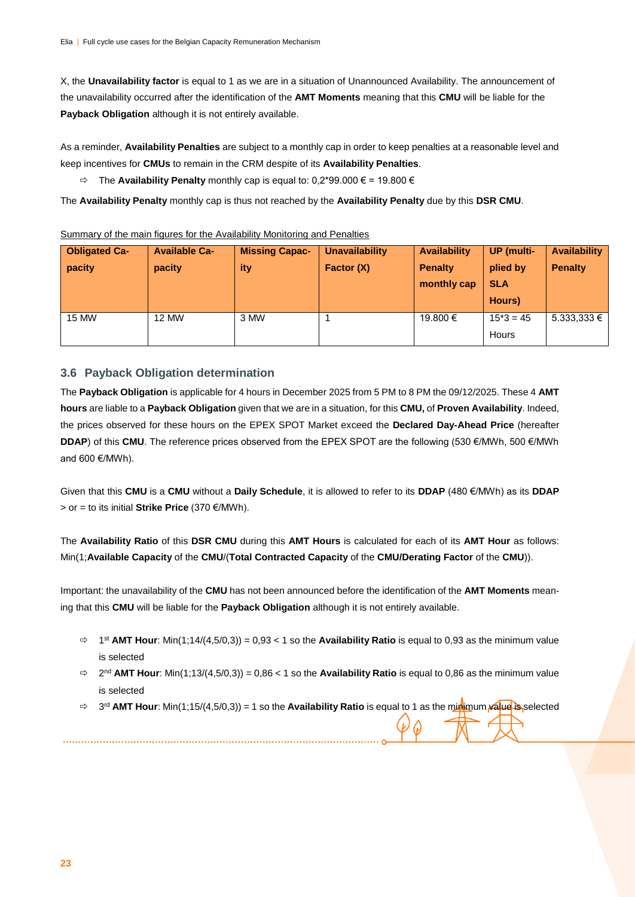X, the **Unavailability factor** is equal to 1 as we are in a situation of Unannounced Availability. The announcement of the unavailability occurred after the identification of the **AMT Moments** meaning that this **CMU** will be liable for the **Payback Obligation** although it is not entirely available.

As a reminder, **Availability Penalties** are subject to a monthly cap in order to keep penalties at a reasonable level and keep incentives for **CMUs** to remain in the CRM despite of its **Availability Penalties**.

⇨ The **Availability Penalty** monthly cap is equal to: 0,2*99.000 € = 19.800 €

The **Availability Penalty** monthly cap is thus not reached by the **Availability Penalty** due by this **DSR CMU**.

Summary of the main figures for the Availability Monitoring and Penalties

| Obligated Capacity | Available Capacity | Missing Capacity | Unavailability Factor (X) | Availability Penalty monthly cap | UP (multiplied by SLA Hours) | Availability Penalty |
|---|---|---|---|---|---|---|
| 15 MW | 12 MW | 3 MW | 1 | 19.800 € | 15*3 = 45 Hours | 5.333,333 € |

## 3.6 Payback Obligation determination

The **Payback Obligation** is applicable for 4 hours in December 2025 from 5 PM to 8 PM the 09/12/2025. These 4 **AMT hours** are liable to a **Payback Obligation** given that we are in a situation, for this **CMU,** of **Proven Availability**. Indeed, the prices observed for these hours on the EPEX SPOT Market exceed the **Declared Day-Ahead Price** (hereafter **DDAP**) of this **CMU**. The reference prices observed from the EPEX SPOT are the following (530 €/MWh, 500 €/MWh and 600 €/MWh).

Given that this **CMU** is a **CMU** without a **Daily Schedule**, it is allowed to refer to its **DDAP** (480 €/MWh) as its **DDAP** > or = to its initial **Strike Price** (370 €/MWh).

The **Availability Ratio** of this **DSR CMU** during this **AMT Hours** is calculated for each of its **AMT Hour** as follows: Min(1;**Available Capacity** of the **CMU**/(**Total Contracted Capacity** of the **CMU/Derating Factor** of the **CMU**)).

Important: the unavailability of the **CMU** has not been announced before the identification of the **AMT Moments** meaning that this **CMU** will be liable for the **Payback Obligation** although it is not entirely available.

- ⇨ 1st **AMT Hour**: Min(1;14/(4,5/0,3)) = 0,93 < 1 so the **Availability Ratio** is equal to 0,93 as the minimum value is selected
- ⇨ 2nd **AMT Hour**: Min(1;13/(4,5/0,3)) = 0,86 < 1 so the **Availability Ratio** is equal to 0,86 as the minimum value is selected
- ⇨ 3rd **AMT Hour**: Min(1;15/(4,5/0,3)) = 1 so the **Availability Ratio** is equal to 1 as the minimum value is selected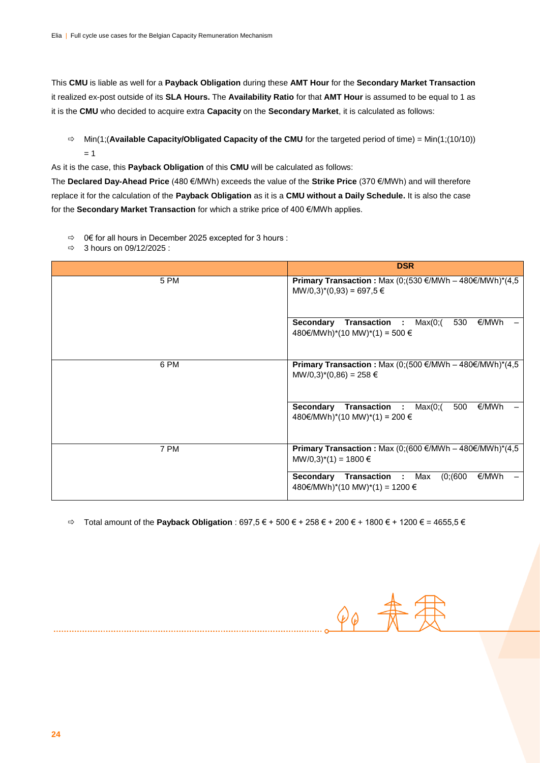This **CMU** is liable as well for a **Payback Obligation** during these **AMT Hour** for the **Secondary Market Transaction** it realized ex-post outside of its **SLA Hours.** The **Availability Ratio** for that **AMT Hour** is assumed to be equal to 1 as it is the **CMU** who decided to acquire extra **Capacity** on the **Secondary Market**, it is calculated as follows:

- ⇨ Min(1;(**Available Capacity/Obligated Capacity of the CMU** for the targeted period of time) = Min(1;(10/10)) = 1

As it is the case, this **Payback Obligation** of this **CMU** will be calculated as follows:

The **Declared Day-Ahead Price** (480 €/MWh) exceeds the value of the **Strike Price** (370 €/MWh) and will therefore replace it for the calculation of the **Payback Obligation** as it is a **CMU without a Daily Schedule.** It is also the case for the **Secondary Market Transaction** for which a strike price of 400 €/MWh applies.

- ⇨ 0€ for all hours in December 2025 excepted for 3 hours :
- ⇨ 3 hours on 09/12/2025 :

| | DSR |
|---|---|
| 5 PM | **Primary Transaction :** Max (0;(530 €/MWh – 480€/MWh)*(4,5 MW/0,3)*(0,93) = 697,5 € |
| | **Secondary Transaction :** Max(0;( 530 €/MWh – 480€/MWh)*(10 MW)*(1) = 500 € |
| 6 PM | **Primary Transaction :** Max (0;(500 €/MWh – 480€/MWh)*(4,5 MW/0,3)*(0,86) = 258 € |
| | **Secondary Transaction :** Max(0;( 500 €/MWh – 480€/MWh)*(10 MW)*(1) = 200 € |
| 7 PM | **Primary Transaction :** Max (0;(600 €/MWh – 480€/MWh)*(4,5 MW/0,3)*(1) = 1800 € |
| | **Secondary Transaction :** Max (0;(600 €/MWh – 480€/MWh)*(10 MW)*(1) = 1200 € |

- ⇨ Total amount of the **Payback Obligation** : 697,5 € + 500 € + 258 € + 200 € + 1800 € + 1200 € = 4655,5 €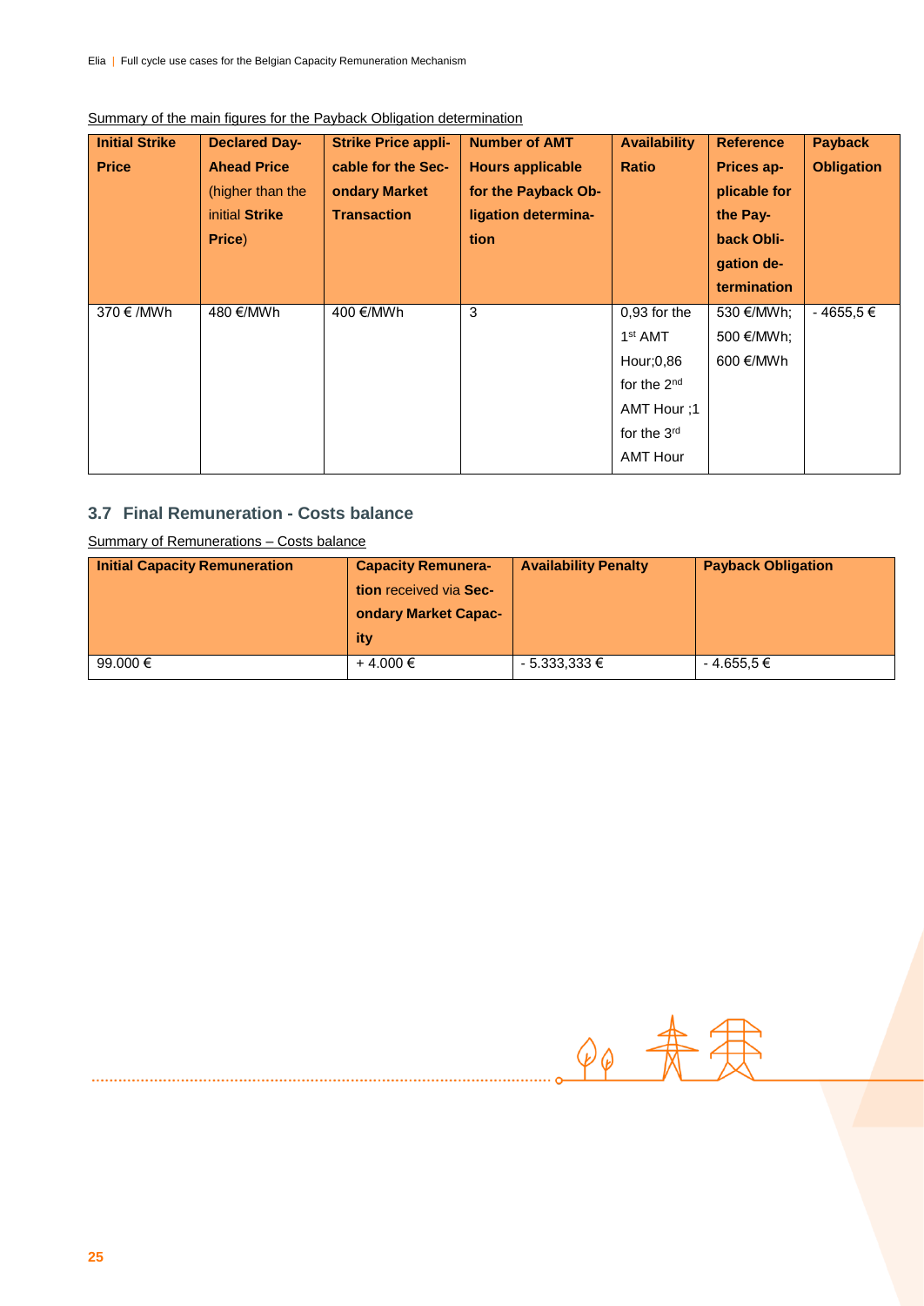Summary of the main figures for the Payback Obligation determination

| **Initial Strike Price** | **Declared Day-Ahead Price** (higher than the initial **Strike Price**) | **Strike Price applicable for the Secondary Market Transaction** | **Number of AMT Hours applicable for the Payback Obligation determination** | **Availability Ratio** | **Reference Prices applicable for the Payback Obligation determination** | **Payback Obligation** |
|---|---|---|---|---|---|---|
| 370 € /MWh | 480 €/MWh | 400 €/MWh | 3 | 0,93 for the 1st AMT Hour;0,86 for the 2nd AMT Hour ;1 for the 3rd AMT Hour | 530 €/MWh; 500 €/MWh; 600 €/MWh | - 4655,5 € |

### 3.7 Final Remuneration - Costs balance

Summary of Remunerations – Costs balance

| **Initial Capacity Remuneration** | **Capacity Remuneration** received via **Secondary Market Capacity** | **Availability Penalty** | **Payback Obligation** |
|---|---|---|---|
| 99.000 € | + 4.000 € | - 5.333,333 € | - 4.655,5 € |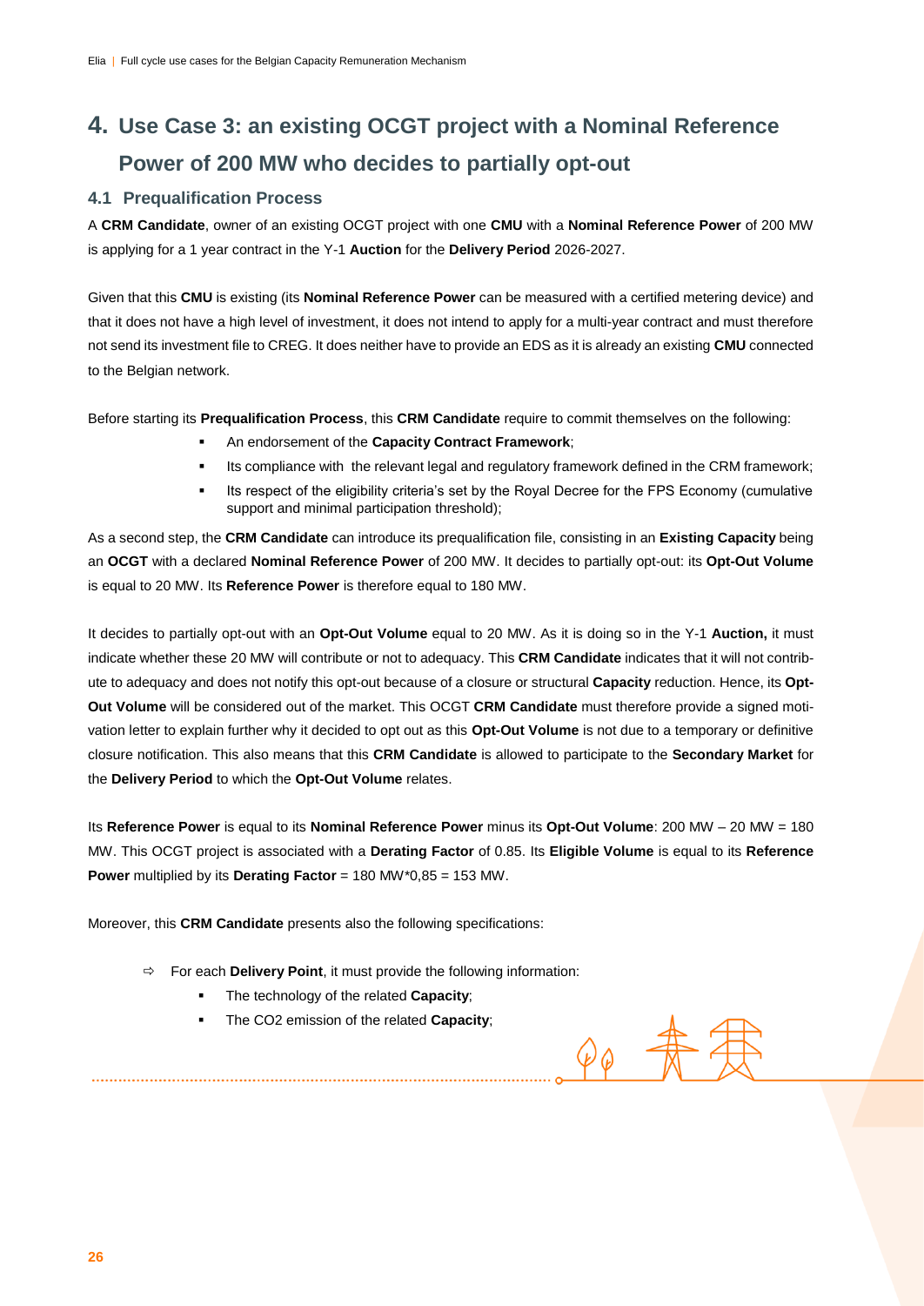# 4. Use Case 3: an existing OCGT project with a Nominal Reference Power of 200 MW who decides to partially opt-out

## 4.1 Prequalification Process

A **CRM Candidate**, owner of an existing OCGT project with one **CMU** with a **Nominal Reference Power** of 200 MW is applying for a 1 year contract in the Y-1 **Auction** for the **Delivery Period** 2026-2027.

Given that this **CMU** is existing (its **Nominal Reference Power** can be measured with a certified metering device) and that it does not have a high level of investment, it does not intend to apply for a multi-year contract and must therefore not send its investment file to CREG. It does neither have to provide an EDS as it is already an existing **CMU** connected to the Belgian network.

Before starting its **Prequalification Process**, this **CRM Candidate** require to commit themselves on the following:

- An endorsement of the **Capacity Contract Framework**;
- Its compliance with the relevant legal and regulatory framework defined in the CRM framework;
- Its respect of the eligibility criteria's set by the Royal Decree for the FPS Economy (cumulative support and minimal participation threshold);

As a second step, the **CRM Candidate** can introduce its prequalification file, consisting in an **Existing Capacity** being an **OCGT** with a declared **Nominal Reference Power** of 200 MW. It decides to partially opt-out: its **Opt-Out Volume** is equal to 20 MW. Its **Reference Power** is therefore equal to 180 MW.

It decides to partially opt-out with an **Opt-Out Volume** equal to 20 MW. As it is doing so in the Y-1 **Auction,** it must indicate whether these 20 MW will contribute or not to adequacy. This **CRM Candidate** indicates that it will not contribute to adequacy and does not notify this opt-out because of a closure or structural **Capacity** reduction. Hence, its **Opt-Out Volume** will be considered out of the market. This OCGT **CRM Candidate** must therefore provide a signed motivation letter to explain further why it decided to opt out as this **Opt-Out Volume** is not due to a temporary or definitive closure notification. This also means that this **CRM Candidate** is allowed to participate to the **Secondary Market** for the **Delivery Period** to which the **Opt-Out Volume** relates.

Its **Reference Power** is equal to its **Nominal Reference Power** minus its **Opt-Out Volume**: 200 MW – 20 MW = 180 MW. This OCGT project is associated with a **Derating Factor** of 0.85. Its **Eligible Volume** is equal to its **Reference Power** multiplied by its **Derating Factor** = 180 MW*0,85 = 153 MW.

Moreover, this **CRM Candidate** presents also the following specifications:

- ⇨ For each **Delivery Point**, it must provide the following information:
  - The technology of the related **Capacity**;
  - The CO2 emission of the related **Capacity**;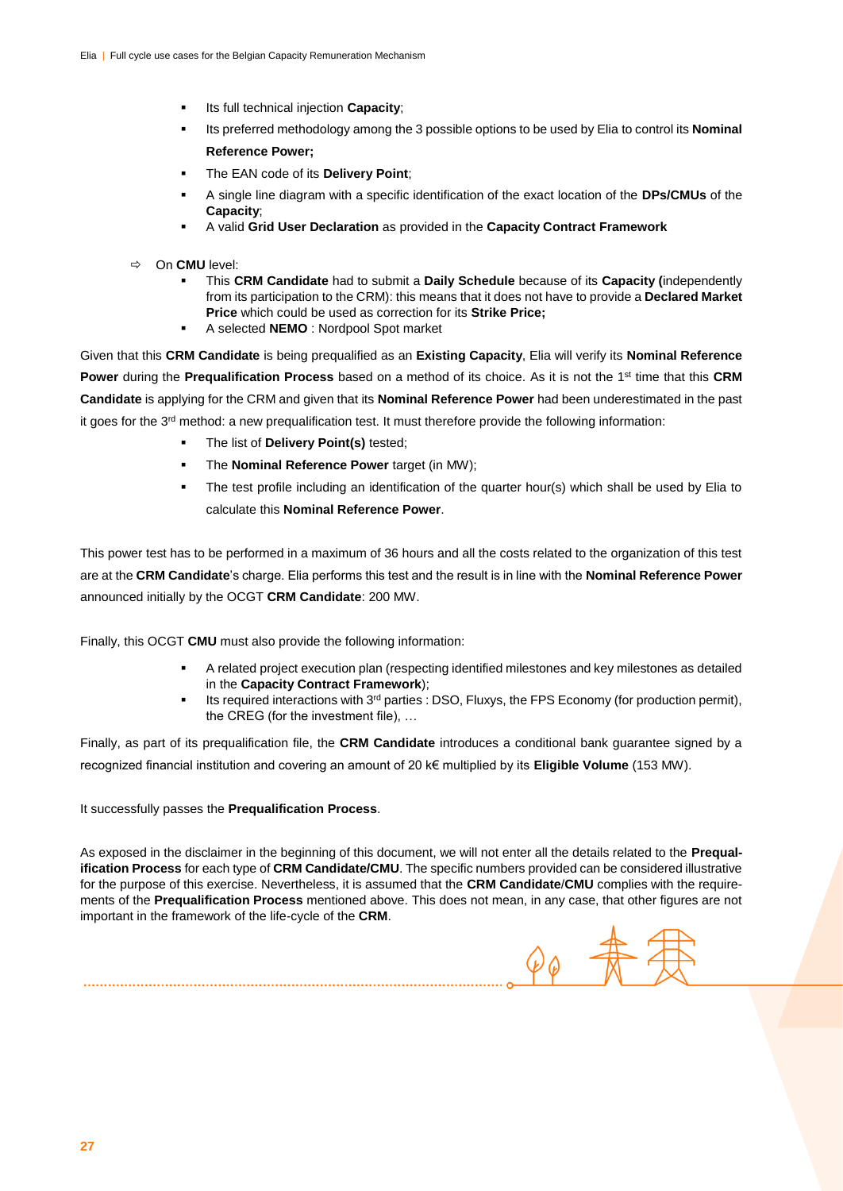- Its full technical injection **Capacity**;
- Its preferred methodology among the 3 possible options to be used by Elia to control its **Nominal Reference Power;**
- The EAN code of its **Delivery Point**;
- A single line diagram with a specific identification of the exact location of the **DPs/CMUs** of the **Capacity**;
- A valid **Grid User Declaration** as provided in the **Capacity Contract Framework**

⇨ On **CMU** level:
- This **CRM Candidate** had to submit a **Daily Schedule** because of its **Capacity (**independently from its participation to the CRM): this means that it does not have to provide a **Declared Market Price** which could be used as correction for its **Strike Price;**
- A selected **NEMO** : Nordpool Spot market

Given that this **CRM Candidate** is being prequalified as an **Existing Capacity**, Elia will verify its **Nominal Reference Power** during the **Prequalification Process** based on a method of its choice. As it is not the 1st time that this **CRM Candidate** is applying for the CRM and given that its **Nominal Reference Power** had been underestimated in the past it goes for the 3rd method: a new prequalification test. It must therefore provide the following information:

- The list of **Delivery Point(s)** tested;
- The **Nominal Reference Power** target (in MW);
- The test profile including an identification of the quarter hour(s) which shall be used by Elia to calculate this **Nominal Reference Power**.

This power test has to be performed in a maximum of 36 hours and all the costs related to the organization of this test are at the **CRM Candidate**'s charge. Elia performs this test and the result is in line with the **Nominal Reference Power** announced initially by the OCGT **CRM Candidate**: 200 MW.

Finally, this OCGT **CMU** must also provide the following information:

- A related project execution plan (respecting identified milestones and key milestones as detailed in the **Capacity Contract Framework**);
- Its required interactions with 3rd parties : DSO, Fluxys, the FPS Economy (for production permit), the CREG (for the investment file), …

Finally, as part of its prequalification file, the **CRM Candidate** introduces a conditional bank guarantee signed by a recognized financial institution and covering an amount of 20 k€ multiplied by its **Eligible Volume** (153 MW).

It successfully passes the **Prequalification Process**.

As exposed in the disclaimer in the beginning of this document, we will not enter all the details related to the **Prequalification Process** for each type of **CRM Candidate/CMU**. The specific numbers provided can be considered illustrative for the purpose of this exercise. Nevertheless, it is assumed that the **CRM Candidate**/**CMU** complies with the requirements of the **Prequalification Process** mentioned above. This does not mean, in any case, that other figures are not important in the framework of the life-cycle of the **CRM**.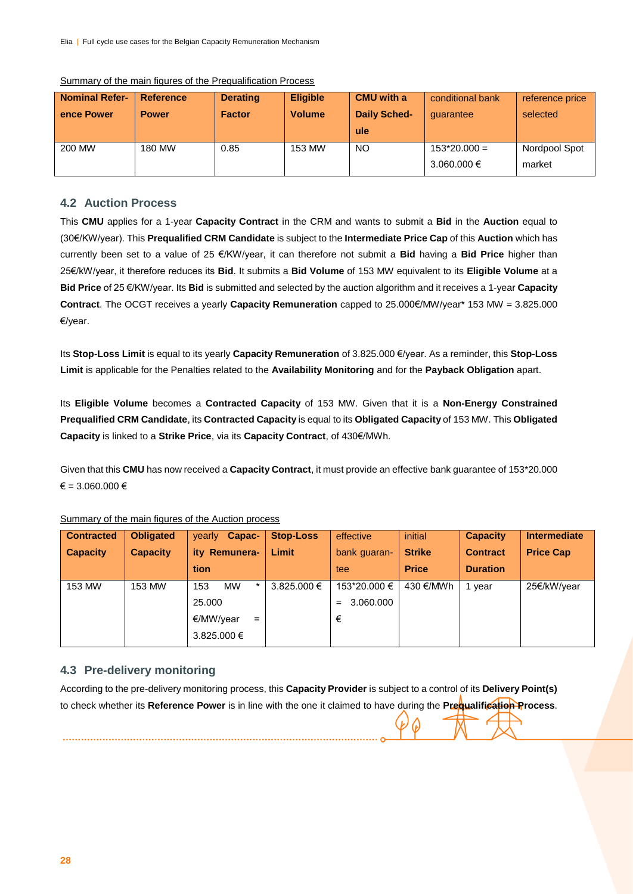Summary of the main figures of the Prequalification Process

| Nominal Reference Power | Reference Power | Derating Factor | Eligible Volume | CMU with a Daily Schedule | conditional bank guarantee | reference price selected |
|---|---|---|---|---|---|---|
| 200 MW | 180 MW | 0.85 | 153 MW | NO | 153*20.000 = 3.060.000 € | Nordpool Spot market |

## 4.2 Auction Process

This **CMU** applies for a 1-year **Capacity Contract** in the CRM and wants to submit a **Bid** in the **Auction** equal to (30€/KW/year). This **Prequalified CRM Candidate** is subject to the **Intermediate Price Cap** of this **Auction** which has currently been set to a value of 25 €/KW/year, it can therefore not submit a **Bid** having a **Bid Price** higher than 25€/kW/year, it therefore reduces its **Bid**. It submits a **Bid Volume** of 153 MW equivalent to its **Eligible Volume** at a **Bid Price** of 25 €/KW/year. Its **Bid** is submitted and selected by the auction algorithm and it receives a 1-year **Capacity Contract**. The OCGT receives a yearly **Capacity Remuneration** capped to 25.000€/MW/year* 153 MW = 3.825.000 €/year.

Its **Stop-Loss Limit** is equal to its yearly **Capacity Remuneration** of 3.825.000 €/year. As a reminder, this **Stop-Loss Limit** is applicable for the Penalties related to the **Availability Monitoring** and for the **Payback Obligation** apart.

Its **Eligible Volume** becomes a **Contracted Capacity** of 153 MW. Given that it is a **Non-Energy Constrained Prequalified CRM Candidate**, its **Contracted Capacity** is equal to its **Obligated Capacity** of 153 MW. This **Obligated Capacity** is linked to a **Strike Price**, via its **Capacity Contract**, of 430€/MWh.

Given that this **CMU** has now received a **Capacity Contract**, it must provide an effective bank guarantee of 153*20.000 € = 3.060.000 €

Summary of the main figures of the Auction process

| Contracted Capacity | Obligated Capacity | yearly Capacity Remuneration | Stop-Loss Limit | effective bank guarantee | initial Strike Price | Capacity Contract Duration | Intermediate Price Cap |
|---|---|---|---|---|---|---|---|
| 153 MW | 153 MW | 153 MW * 25.000 €/MW/year = 3.825.000 € | 3.825.000 € | 153*20.000 € = 3.060.000 € | 430 €/MWh | 1 year | 25€/kW/year |

## 4.3 Pre-delivery monitoring

According to the pre-delivery monitoring process, this **Capacity Provider** is subject to a control of its **Delivery Point(s)** to check whether its **Reference Power** is in line with the one it claimed to have during the **Prequalification Process**.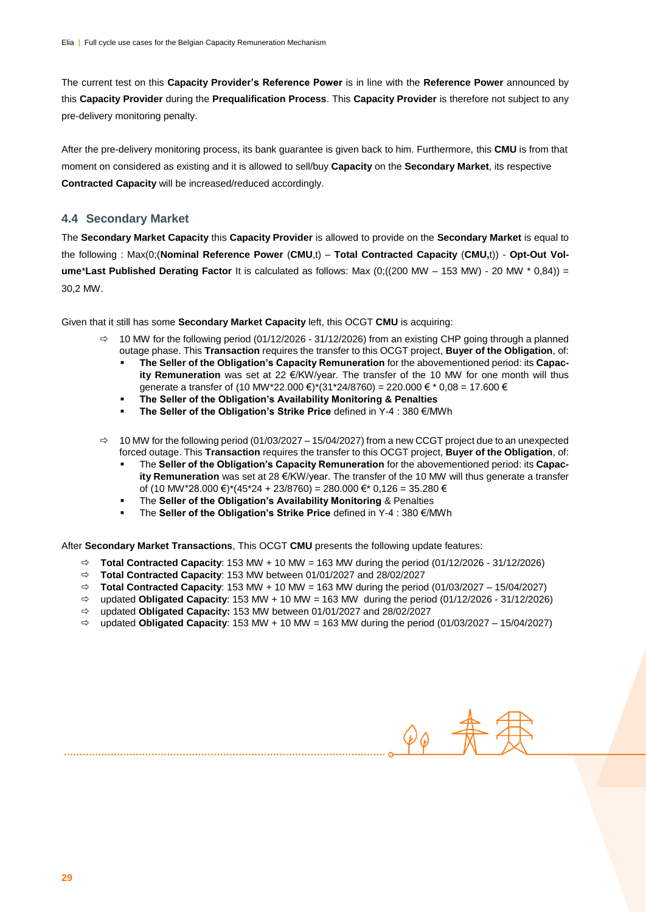The current test on this **Capacity Provider's Reference Power** is in line with the **Reference Power** announced by this **Capacity Provider** during the **Prequalification Process**. This **Capacity Provider** is therefore not subject to any pre-delivery monitoring penalty.

After the pre-delivery monitoring process, its bank guarantee is given back to him. Furthermore, this **CMU** is from that moment on considered as existing and it is allowed to sell/buy **Capacity** on the **Secondary Market**, its respective **Contracted Capacity** will be increased/reduced accordingly.

## 4.4 Secondary Market

The **Secondary Market Capacity** this **Capacity Provider** is allowed to provide on the **Secondary Market** is equal to the following : Max(0;(**Nominal Reference Power** (**CMU**,t) – **Total Contracted Capacity** (**CMU,**t)) - **Opt-Out Volume**\***Last Published Derating Factor** It is calculated as follows: Max (0;((200 MW – 153 MW) - 20 MW * 0,84)) = 30,2 MW.

Given that it still has some **Secondary Market Capacity** left, this OCGT **CMU** is acquiring:

- ⇨ 10 MW for the following period (01/12/2026 - 31/12/2026) from an existing CHP going through a planned outage phase. This **Transaction** requires the transfer to this OCGT project, **Buyer of the Obligation**, of:
  - **The Seller of the Obligation's Capacity Remuneration** for the abovementioned period: its **Capacity Remuneration** was set at 22 €/KW/year. The transfer of the 10 MW for one month will thus generate a transfer of (10 MW*22.000 €)*(31*24/8760) = 220.000 € * 0,08 = 17.600 €
  - **The Seller of the Obligation's Availability Monitoring & Penalties**
  - **The Seller of the Obligation's Strike Price** defined in Y-4 : 380 €/MWh
- ⇨ 10 MW for the following period (01/03/2027 – 15/04/2027) from a new CCGT project due to an unexpected forced outage. This **Transaction** requires the transfer to this OCGT project, **Buyer of the Obligation**, of:
  - The **Seller of the Obligation's Capacity Remuneration** for the abovementioned period: its **Capacity Remuneration** was set at 28 €/KW/year. The transfer of the 10 MW will thus generate a transfer of (10 MW*28.000 €)*(45*24 + 23/8760) = 280.000 €* 0,126 = 35.280 €
  - The **Seller of the Obligation's Availability Monitoring** & Penalties
  - The **Seller of the Obligation's Strike Price** defined in Y-4 : 380 €/MWh

After **Secondary Market Transactions**, This OCGT **CMU** presents the following update features:

- ⇨ **Total Contracted Capacity**: 153 MW + 10 MW = 163 MW during the period (01/12/2026 - 31/12/2026)
- ⇨ **Total Contracted Capacity**: 153 MW between 01/01/2027 and 28/02/2027
- ⇨ **Total Contracted Capacity**: 153 MW + 10 MW = 163 MW during the period (01/03/2027 – 15/04/2027)
- ⇨ updated **Obligated Capacity**: 153 MW + 10 MW = 163 MW during the period (01/12/2026 - 31/12/2026)
- ⇨ updated **Obligated Capacity:** 153 MW between 01/01/2027 and 28/02/2027
- ⇨ updated **Obligated Capacity**: 153 MW + 10 MW = 163 MW during the period (01/03/2027 – 15/04/2027)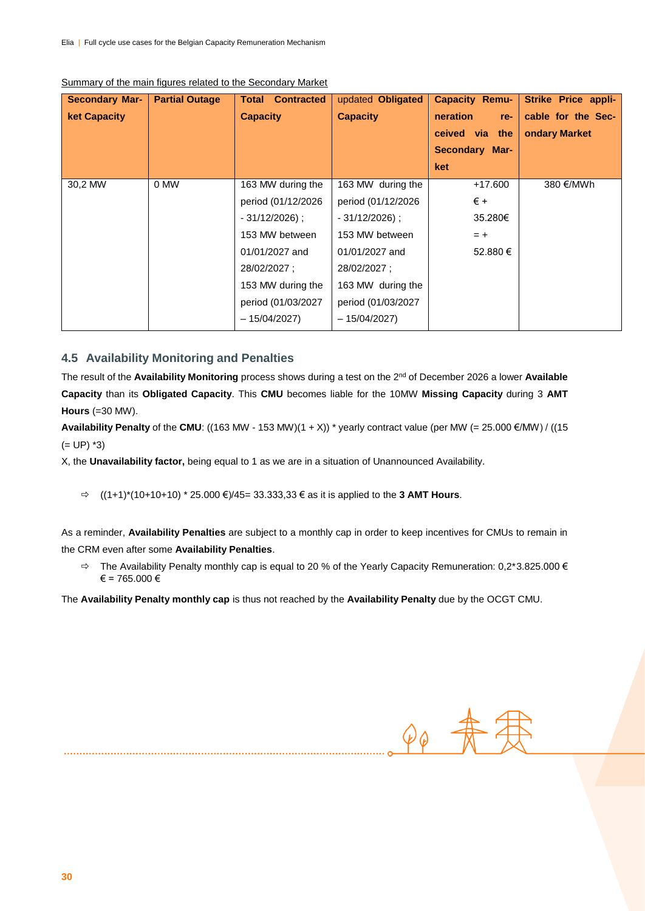Summary of the main figures related to the Secondary Market

| Secondary Market Capacity | Partial Outage | Total Contracted Capacity | updated Obligated Capacity | Capacity Remuneration received via the Secondary Market | Strike Price applicable for the Secondary Market |
|---|---|---|---|---|---|
| 30,2 MW | 0 MW | 163 MW during the period (01/12/2026 - 31/12/2026) ; 153 MW between 01/01/2027 and 28/02/2027 ; 153 MW during the period (01/03/2027 – 15/04/2027) | 163 MW during the period (01/12/2026 - 31/12/2026) ; 153 MW between 01/01/2027 and 28/02/2027 ; 163 MW during the period (01/03/2027 – 15/04/2027) | +17.600 € + 35.280€ = + 52.880 € | 380 €/MWh |

## 4.5 Availability Monitoring and Penalties

The result of the **Availability Monitoring** process shows during a test on the 2nd of December 2026 a lower **Available Capacity** than its **Obligated Capacity**. This **CMU** becomes liable for the 10MW **Missing Capacity** during 3 **AMT Hours** (=30 MW).

**Availability Penalty** of the **CMU**: ((163 MW - 153 MW)(1 + X)) * yearly contract value (per MW (= 25.000 €/MW) / ((15 (= UP) *3)

X, the **Unavailability factor,** being equal to 1 as we are in a situation of Unannounced Availability.

- ⇨ ((1+1)*(10+10+10) * 25.000 €)/45= 33.333,33 € as it is applied to the **3 AMT Hours**.

As a reminder, **Availability Penalties** are subject to a monthly cap in order to keep incentives for CMUs to remain in the CRM even after some **Availability Penalties**.

- ⇨ The Availability Penalty monthly cap is equal to 20 % of the Yearly Capacity Remuneration: 0,2*3.825.000 € € = 765.000 €

The **Availability Penalty monthly cap** is thus not reached by the **Availability Penalty** due by the OCGT CMU.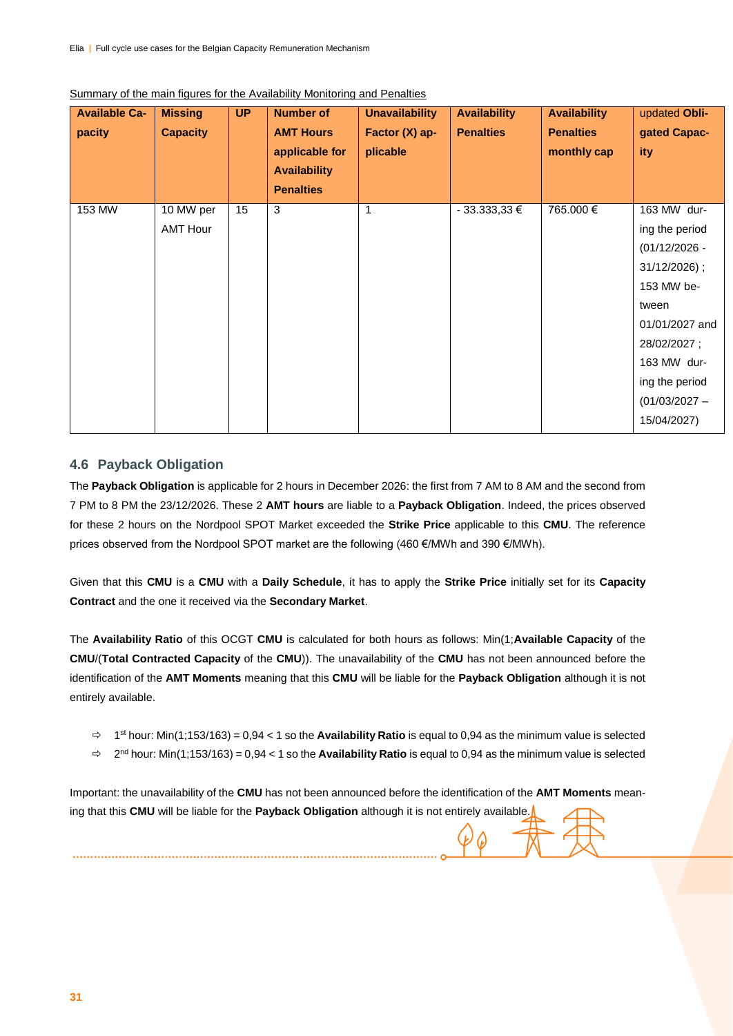Summary of the main figures for the Availability Monitoring and Penalties

| **Available Capacity** | **Missing Capacity** | **UP** | **Number of AMT Hours applicable for Availability Penalties** | **Unavailability Factor (X) applicable** | **Availability Penalties** | **Availability Penalties monthly cap** | updated **Obligated Capacity** |
|---|---|---|---|---|---|---|---|
| 153 MW | 10 MW per AMT Hour | 15 | 3 | 1 | - 33.333,33 € | 765.000 € | 163 MW during the period (01/12/2026 - 31/12/2026) ; 153 MW between 01/01/2027 and 28/02/2027 ; 163 MW during the period (01/03/2027 – 15/04/2027) |

## 4.6 Payback Obligation

The **Payback Obligation** is applicable for 2 hours in December 2026: the first from 7 AM to 8 AM and the second from 7 PM to 8 PM the 23/12/2026. These 2 **AMT hours** are liable to a **Payback Obligation**. Indeed, the prices observed for these 2 hours on the Nordpool SPOT Market exceeded the **Strike Price** applicable to this **CMU**. The reference prices observed from the Nordpool SPOT market are the following (460 €/MWh and 390 €/MWh).

Given that this **CMU** is a **CMU** with a **Daily Schedule**, it has to apply the **Strike Price** initially set for its **Capacity Contract** and the one it received via the **Secondary Market**.

The **Availability Ratio** of this OCGT **CMU** is calculated for both hours as follows: Min(1;**Available Capacity** of the **CMU**/(**Total Contracted Capacity** of the **CMU**)). The unavailability of the **CMU** has not been announced before the identification of the **AMT Moments** meaning that this **CMU** will be liable for the **Payback Obligation** although it is not entirely available.

- ⇨ 1[st] hour: Min(1;153/163) = 0,94 < 1 so the **Availability Ratio** is equal to 0,94 as the minimum value is selected
- ⇨ 2[nd] hour: Min(1;153/163) = 0,94 < 1 so the **Availability Ratio** is equal to 0,94 as the minimum value is selected

Important: the unavailability of the **CMU** has not been announced before the identification of the **AMT Moments** meaning that this **CMU** will be liable for the **Payback Obligation** although it is not entirely available.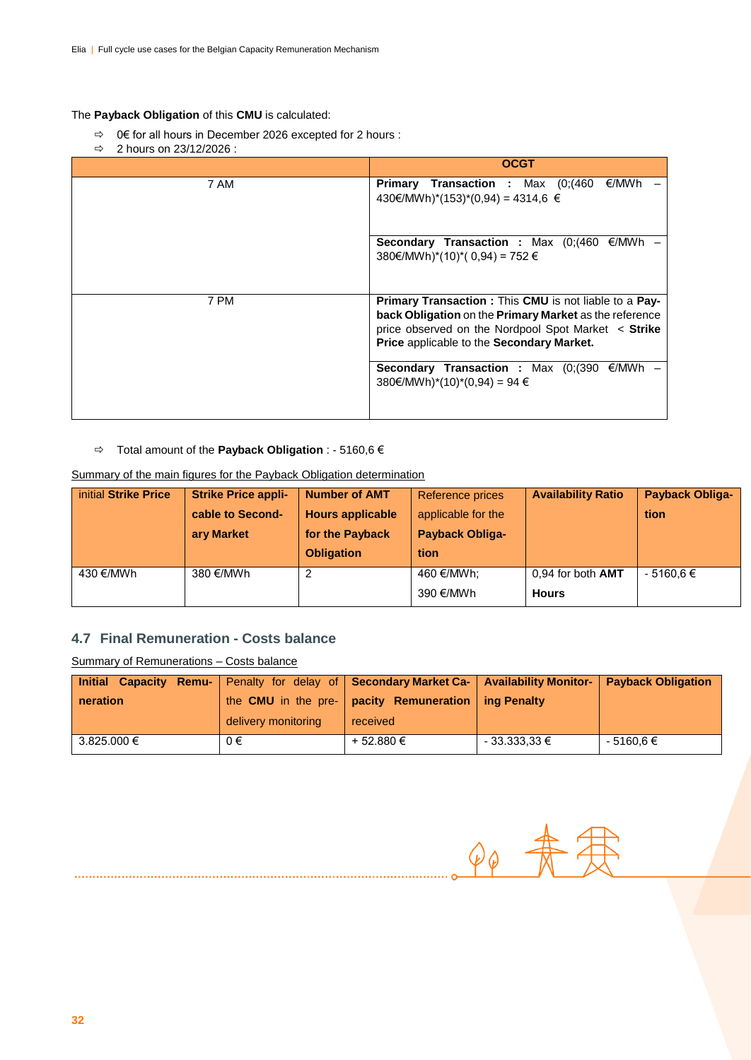The **Payback Obligation** of this **CMU** is calculated:

- ⇨ 0€ for all hours in December 2026 excepted for 2 hours :
- ⇨ 2 hours on 23/12/2026 :

| | OCGT |
|---|---|
| 7 AM | **Primary Transaction :** Max (0;(460 €/MWh – 430€/MWh)*(153)*(0,94) = 4314,6 € |
| | **Secondary Transaction :** Max (0;(460 €/MWh – 380€/MWh)*(10)*( 0,94) = 752 € |
| 7 PM | **Primary Transaction :** This **CMU** is not liable to a **Payback Obligation** on the **Primary Market** as the reference price observed on the Nordpool Spot Market < **Strike Price** applicable to the **Secondary Market.** |
| | **Secondary Transaction :** Max (0;(390 €/MWh – 380€/MWh)*(10)*(0,94) = 94 € |

- ⇨ Total amount of the **Payback Obligation** : - 5160,6 €

Summary of the main figures for the Payback Obligation determination

| initial **Strike Price** | **Strike Price applicable to Secondary Market** | **Number of AMT Hours applicable for the Payback Obligation** | Reference prices applicable for the **Payback Obligation** | **Availability Ratio** | **Payback Obligation** |
|---|---|---|---|---|---|
| 430 €/MWh | 380 €/MWh | 2 | 460 €/MWh; 390 €/MWh | 0,94 for both **AMT Hours** | - 5160,6 € |

## 4.7 Final Remuneration - Costs balance

Summary of Remunerations – Costs balance

| **Initial Capacity Remuneration** | Penalty for delay of the **CMU** in the pre-delivery monitoring | **Secondary Market Capacity Remuneration** received | **Availability Monitoring Penalty** | **Payback Obligation** |
|---|---|---|---|---|
| 3.825.000 € | 0 € | + 52.880 € | - 33.333,33 € | - 5160,6 € |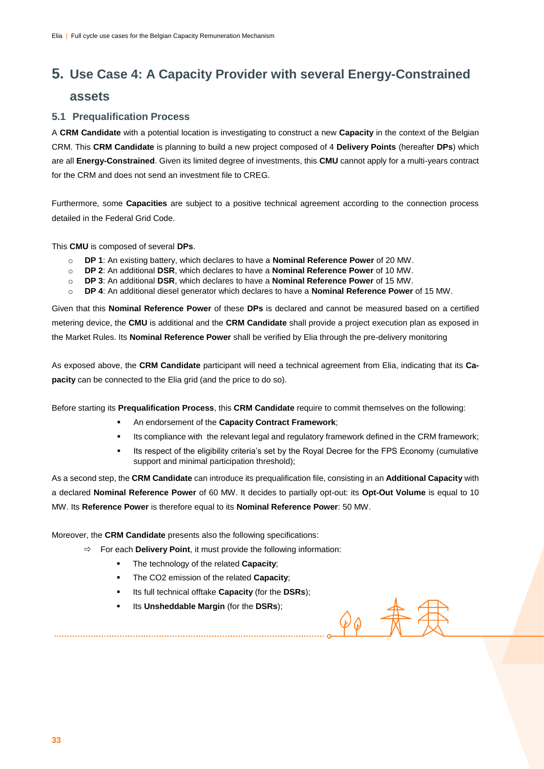# 5. Use Case 4: A Capacity Provider with several Energy-Constrained assets

## 5.1 Prequalification Process

A **CRM Candidate** with a potential location is investigating to construct a new **Capacity** in the context of the Belgian CRM. This **CRM Candidate** is planning to build a new project composed of 4 **Delivery Points** (hereafter **DPs**) which are all **Energy-Constrained**. Given its limited degree of investments, this **CMU** cannot apply for a multi-years contract for the CRM and does not send an investment file to CREG.

Furthermore, some **Capacities** are subject to a positive technical agreement according to the connection process detailed in the Federal Grid Code.

This **CMU** is composed of several **DPs**.

- **DP 1**: An existing battery, which declares to have a **Nominal Reference Power** of 20 MW.
- **DP 2**: An additional **DSR**, which declares to have a **Nominal Reference Power** of 10 MW.
- **DP 3**: An additional **DSR**, which declares to have a **Nominal Reference Power** of 15 MW.
- **DP 4**: An additional diesel generator which declares to have a **Nominal Reference Power** of 15 MW.

Given that this **Nominal Reference Power** of these **DPs** is declared and cannot be measured based on a certified metering device, the **CMU** is additional and the **CRM Candidate** shall provide a project execution plan as exposed in the Market Rules. Its **Nominal Reference Power** shall be verified by Elia through the pre-delivery monitoring

As exposed above, the **CRM Candidate** participant will need a technical agreement from Elia, indicating that its **Capacity** can be connected to the Elia grid (and the price to do so).

Before starting its **Prequalification Process**, this **CRM Candidate** require to commit themselves on the following:

- An endorsement of the **Capacity Contract Framework**;
- Its compliance with the relevant legal and regulatory framework defined in the CRM framework;
- Its respect of the eligibility criteria's set by the Royal Decree for the FPS Economy (cumulative support and minimal participation threshold);

As a second step, the **CRM Candidate** can introduce its prequalification file, consisting in an **Additional Capacity** with a declared **Nominal Reference Power** of 60 MW. It decides to partially opt-out: its **Opt-Out Volume** is equal to 10 MW. Its **Reference Power** is therefore equal to its **Nominal Reference Power**: 50 MW.

Moreover, the **CRM Candidate** presents also the following specifications:

- For each **Delivery Point**, it must provide the following information:
  - The technology of the related **Capacity**;
  - The CO2 emission of the related **Capacity**;
  - Its full technical offtake **Capacity** (for the **DSRs**);
  - Its **Unsheddable Margin** (for the **DSRs**);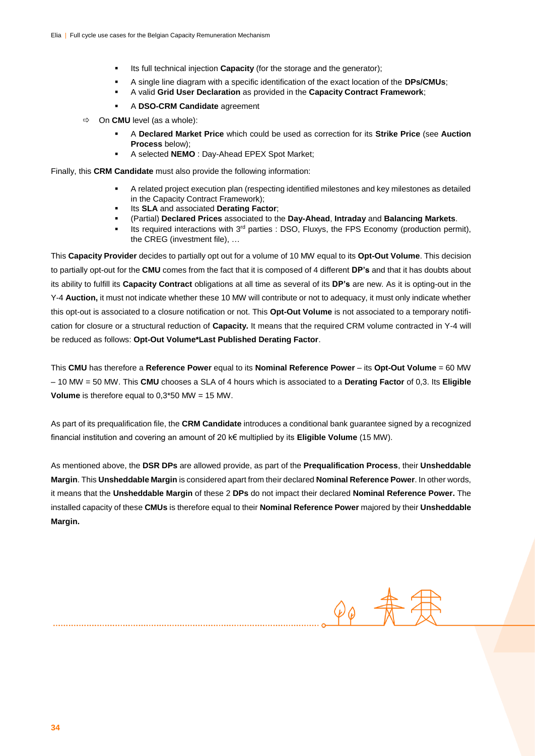- Its full technical injection **Capacity** (for the storage and the generator);
- A single line diagram with a specific identification of the exact location of the **DPs/CMUs**;
- A valid **Grid User Declaration** as provided in the **Capacity Contract Framework**;
- A **DSO-CRM Candidate** agreement

⇨ On **CMU** level (as a whole):

- A **Declared Market Price** which could be used as correction for its **Strike Price** (see **Auction Process** below);
- A selected **NEMO** : Day-Ahead EPEX Spot Market;

Finally, this **CRM Candidate** must also provide the following information:

- A related project execution plan (respecting identified milestones and key milestones as detailed in the Capacity Contract Framework);
- Its **SLA** and associated **Derating Factor**;
- (Partial) **Declared Prices** associated to the **Day-Ahead**, **Intraday** and **Balancing Markets**.
- Its required interactions with 3rd parties : DSO, Fluxys, the FPS Economy (production permit), the CREG (investment file), …

This **Capacity Provider** decides to partially opt out for a volume of 10 MW equal to its **Opt-Out Volume**. This decision to partially opt-out for the **CMU** comes from the fact that it is composed of 4 different **DP's** and that it has doubts about its ability to fulfill its **Capacity Contract** obligations at all time as several of its **DP's** are new. As it is opting-out in the Y-4 **Auction,** it must not indicate whether these 10 MW will contribute or not to adequacy, it must only indicate whether this opt-out is associated to a closure notification or not. This **Opt-Out Volume** is not associated to a temporary notification for closure or a structural reduction of **Capacity.** It means that the required CRM volume contracted in Y-4 will be reduced as follows: **Opt-Out Volume*Last Published Derating Factor**.

This **CMU** has therefore a **Reference Power** equal to its **Nominal Reference Power** – its **Opt-Out Volume** = 60 MW – 10 MW = 50 MW. This **CMU** chooses a SLA of 4 hours which is associated to a **Derating Factor** of 0,3. Its **Eligible Volume** is therefore equal to 0,3*50 MW = 15 MW.

As part of its prequalification file, the **CRM Candidate** introduces a conditional bank guarantee signed by a recognized financial institution and covering an amount of 20 k€ multiplied by its **Eligible Volume** (15 MW).

As mentioned above, the **DSR DPs** are allowed provide, as part of the **Prequalification Process**, their **Unsheddable Margin**. This **Unsheddable Margin** is considered apart from their declared **Nominal Reference Power**. In other words, it means that the **Unsheddable Margin** of these 2 **DPs** do not impact their declared **Nominal Reference Power.** The installed capacity of these **CMUs** is therefore equal to their **Nominal Reference Power** majored by their **Unsheddable Margin.**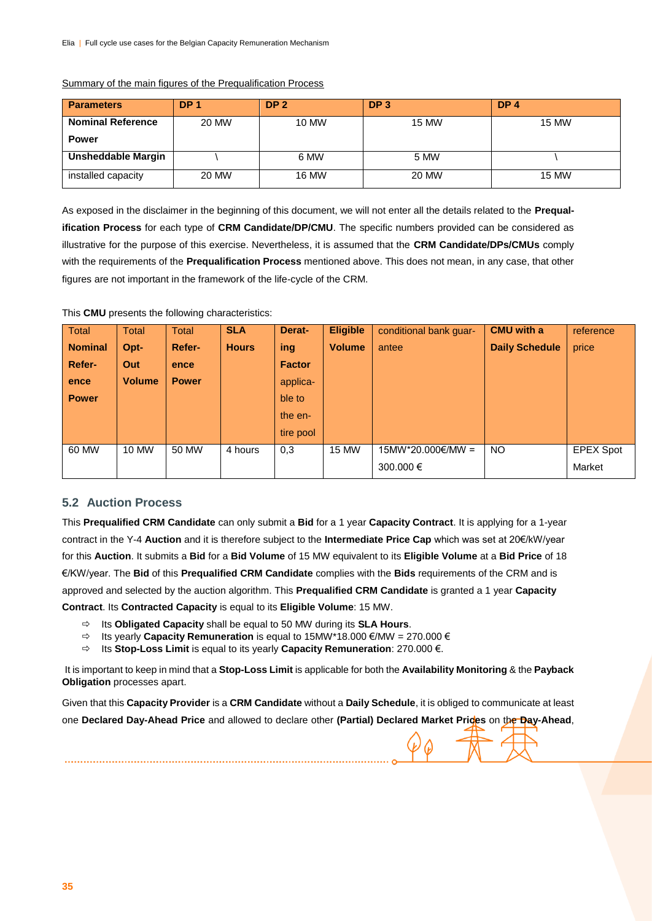Summary of the main figures of the Prequalification Process

| Parameters | DP 1 | DP 2 | DP 3 | DP 4 |
|---|---|---|---|---|
| **Nominal Reference Power** | 20 MW | 10 MW | 15 MW | 15 MW |
| **Unsheddable Margin** | \ | 6 MW | 5 MW | \ |
| installed capacity | 20 MW | 16 MW | 20 MW | 15 MW |

As exposed in the disclaimer in the beginning of this document, we will not enter all the details related to the **Prequalification Process** for each type of **CRM Candidate/DP/CMU**. The specific numbers provided can be considered as illustrative for the purpose of this exercise. Nevertheless, it is assumed that the **CRM Candidate/DPs/CMUs** comply with the requirements of the **Prequalification Process** mentioned above. This does not mean, in any case, that other figures are not important in the framework of the life-cycle of the CRM.

This **CMU** presents the following characteristics:

| Total **Nominal Reference Power** | Total **Opt-Out Volume** | Total **Reference Power** | **SLA Hours** | **Derating Factor** applicable to the entire pool | **Eligible Volume** | conditional bank guarantee | **CMU with a Daily Schedule** | reference price |
|---|---|---|---|---|---|---|---|---|
| 60 MW | 10 MW | 50 MW | 4 hours | 0,3 | 15 MW | 15MW*20.000€/MW = 300.000 € | NO | EPEX Spot Market |

## 5.2 Auction Process

This **Prequalified CRM Candidate** can only submit a **Bid** for a 1 year **Capacity Contract**. It is applying for a 1-year contract in the Y-4 **Auction** and it is therefore subject to the **Intermediate Price Cap** which was set at 20€/kW/year for this **Auction**. It submits a **Bid** for a **Bid Volume** of 15 MW equivalent to its **Eligible Volume** at a **Bid Price** of 18 €/KW/year. The **Bid** of this **Prequalified CRM Candidate** complies with the **Bids** requirements of the CRM and is approved and selected by the auction algorithm. This **Prequalified CRM Candidate** is granted a 1 year **Capacity Contract**. Its **Contracted Capacity** is equal to its **Eligible Volume**: 15 MW.

- ⇨ Its **Obligated Capacity** shall be equal to 50 MW during its **SLA Hours**.
- ⇨ Its yearly **Capacity Remuneration** is equal to 15MW*18.000 €/MW = 270.000 €
- ⇨ Its **Stop-Loss Limit** is equal to its yearly **Capacity Remuneration**: 270.000 €.

It is important to keep in mind that a **Stop-Loss Limit** is applicable for both the **Availability Monitoring** & the **Payback Obligation** processes apart.

Given that this **Capacity Provider** is a **CRM Candidate** without a **Daily Schedule**, it is obliged to communicate at least one **Declared Day-Ahead Price** and allowed to declare other **(Partial) Declared Market Prices** on the **Day-Ahead**,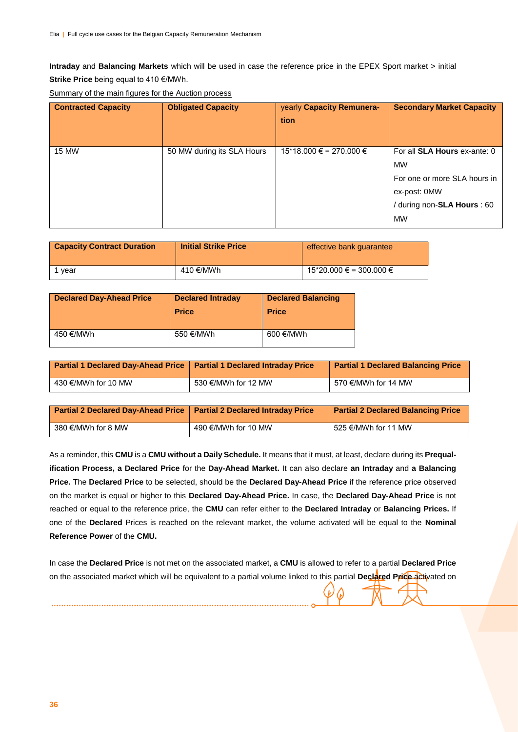**Intraday** and **Balancing Markets** which will be used in case the reference price in the EPEX Sport market > initial **Strike Price** being equal to 410 €/MWh.

Summary of the main figures for the Auction process

| **Contracted Capacity** | **Obligated Capacity** | yearly **Capacity Remuneration** | **Secondary Market Capacity** |
|---|---|---|---|
| 15 MW | 50 MW during its SLA Hours | 15*18.000 € = 270.000 € | For all **SLA Hours** ex-ante: 0 MW<br>For one or more SLA hours in ex-post: 0MW<br>/ during non-**SLA Hours** : 60 MW |

| **Capacity Contract Duration** | **Initial Strike Price** | effective bank guarantee |
|---|---|---|
| 1 year | 410 €/MWh | 15*20.000 € = 300.000 € |

| **Declared Day-Ahead Price** | **Declared Intraday Price** | **Declared Balancing Price** |
|---|---|---|
| 450 €/MWh | 550 €/MWh | 600 €/MWh |

| **Partial 1 Declared Day-Ahead Price** | **Partial 1 Declared Intraday Price** | **Partial 1 Declared Balancing Price** |
|---|---|---|
| 430 €/MWh for 10 MW | 530 €/MWh for 12 MW | 570 €/MWh for 14 MW |

| **Partial 2 Declared Day-Ahead Price** | **Partial 2 Declared Intraday Price** | **Partial 2 Declared Balancing Price** |
|---|---|---|
| 380 €/MWh for 8 MW | 490 €/MWh for 10 MW | 525 €/MWh for 11 MW |

As a reminder, this **CMU** is a **CMU without a Daily Schedule.** It means that it must, at least, declare during its **Prequalification Process, a Declared Price** for the **Day-Ahead Market.** It can also declare **an Intraday** and **a Balancing Price.** The **Declared Price** to be selected, should be the **Declared Day-Ahead Price** if the reference price observed on the market is equal or higher to this **Declared Day-Ahead Price.** In case, the **Declared Day-Ahead Price** is not reached or equal to the reference price, the **CMU** can refer either to the **Declared Intraday** or **Balancing Prices.** If one of the **Declared** Prices is reached on the relevant market, the volume activated will be equal to the **Nominal Reference Power** of the **CMU.**

In case the **Declared Price** is not met on the associated market, a **CMU** is allowed to refer to a partial **Declared Price** on the associated market which will be equivalent to a partial volume linked to this partial **Declared Price** activated on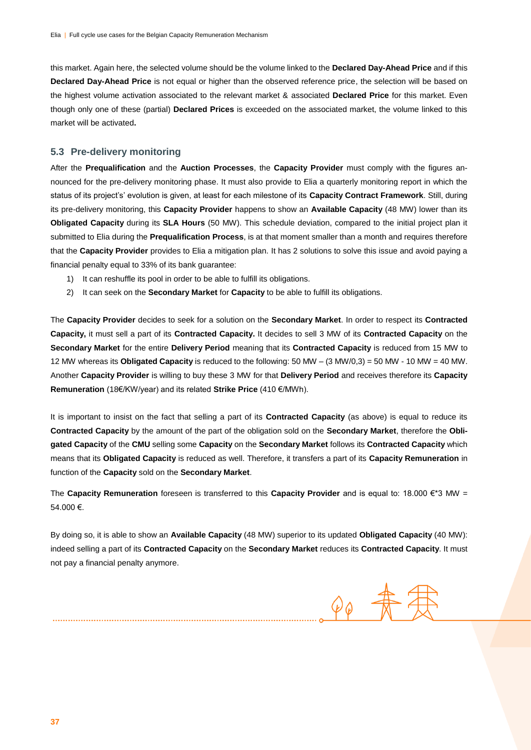this market. Again here, the selected volume should be the volume linked to the **Declared Day-Ahead Price** and if this **Declared Day-Ahead Price** is not equal or higher than the observed reference price, the selection will be based on the highest volume activation associated to the relevant market & associated **Declared Price** for this market. Even though only one of these (partial) **Declared Prices** is exceeded on the associated market, the volume linked to this market will be activated**.**

## 5.3 Pre-delivery monitoring

After the **Prequalification** and the **Auction Processes**, the **Capacity Provider** must comply with the figures announced for the pre-delivery monitoring phase. It must also provide to Elia a quarterly monitoring report in which the status of its project's' evolution is given, at least for each milestone of its **Capacity Contract Framework**. Still, during its pre-delivery monitoring, this **Capacity Provider** happens to show an **Available Capacity** (48 MW) lower than its **Obligated Capacity** during its **SLA Hours** (50 MW). This schedule deviation, compared to the initial project plan it submitted to Elia during the **Prequalification Process**, is at that moment smaller than a month and requires therefore that the **Capacity Provider** provides to Elia a mitigation plan. It has 2 solutions to solve this issue and avoid paying a financial penalty equal to 33% of its bank guarantee:

1) It can reshuffle its pool in order to be able to fulfill its obligations.
2) It can seek on the **Secondary Market** for **Capacity** to be able to fulfill its obligations.

The **Capacity Provider** decides to seek for a solution on the **Secondary Market**. In order to respect its **Contracted Capacity,** it must sell a part of its **Contracted Capacity.** It decides to sell 3 MW of its **Contracted Capacity** on the **Secondary Market** for the entire **Delivery Period** meaning that its **Contracted Capacity** is reduced from 15 MW to 12 MW whereas its **Obligated Capacity** is reduced to the following: 50 MW – (3 MW/0,3) = 50 MW - 10 MW = 40 MW. Another **Capacity Provider** is willing to buy these 3 MW for that **Delivery Period** and receives therefore its **Capacity Remuneration** (18€/KW/year) and its related **Strike Price** (410 €/MWh).

It is important to insist on the fact that selling a part of its **Contracted Capacity** (as above) is equal to reduce its **Contracted Capacity** by the amount of the part of the obligation sold on the **Secondary Market**, therefore the **Obligated Capacity** of the **CMU** selling some **Capacity** on the **Secondary Market** follows its **Contracted Capacity** which means that its **Obligated Capacity** is reduced as well. Therefore, it transfers a part of its **Capacity Remuneration** in function of the **Capacity** sold on the **Secondary Market**.

The **Capacity Remuneration** foreseen is transferred to this **Capacity Provider** and is equal to: 18.000 €*3 MW = 54.000 €.

By doing so, it is able to show an **Available Capacity** (48 MW) superior to its updated **Obligated Capacity** (40 MW): indeed selling a part of its **Contracted Capacity** on the **Secondary Market** reduces its **Contracted Capacity**. It must not pay a financial penalty anymore.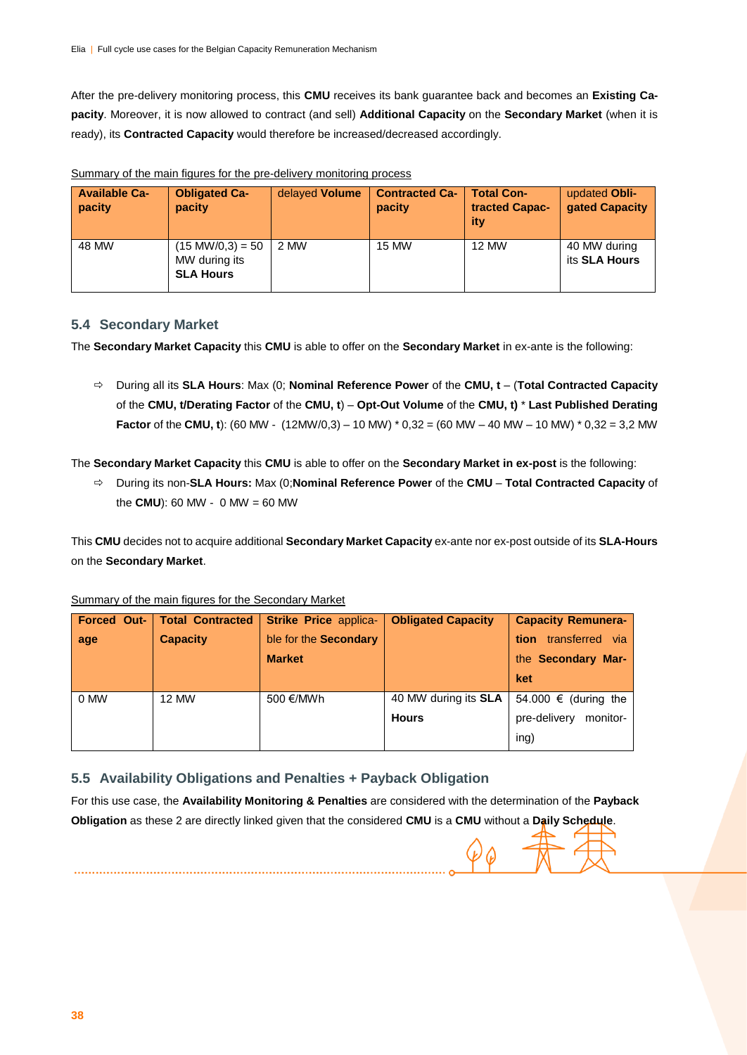After the pre-delivery monitoring process, this **CMU** receives its bank guarantee back and becomes an **Existing Capacity**. Moreover, it is now allowed to contract (and sell) **Additional Capacity** on the **Secondary Market** (when it is ready), its **Contracted Capacity** would therefore be increased/decreased accordingly.

Summary of the main figures for the pre-delivery monitoring process

| **Available Capacity** | **Obligated Capacity** | delayed **Volume** | **Contracted Capacity** | **Total Contracted Capacity** | updated **Obligated Capacity** |
|---|---|---|---|---|---|
| 48 MW | (15 MW/0,3) = 50 MW during its **SLA Hours** | 2 MW | 15 MW | 12 MW | 40 MW during its **SLA Hours** |

## 5.4 Secondary Market

The **Secondary Market Capacity** this **CMU** is able to offer on the **Secondary Market** in ex-ante is the following:

- ⇨ During all its **SLA Hours**: Max (0; **Nominal Reference Power** of the **CMU, t** – (**Total Contracted Capacity** of the **CMU, t/Derating Factor** of the **CMU, t**) – **Opt-Out Volume** of the **CMU, t)** * **Last Published Derating Factor** of the **CMU, t**): (60 MW - (12MW/0,3) – 10 MW) * 0,32 = (60 MW – 40 MW – 10 MW) * 0,32 = 3,2 MW

The **Secondary Market Capacity** this **CMU** is able to offer on the **Secondary Market in ex-post** is the following:

- ⇨ During its non-**SLA Hours:** Max (0;**Nominal Reference Power** of the **CMU** – **Total Contracted Capacity** of the **CMU**): 60 MW - 0 MW = 60 MW

This **CMU** decides not to acquire additional **Secondary Market Capacity** ex-ante nor ex-post outside of its **SLA-Hours** on the **Secondary Market**.

Summary of the main figures for the Secondary Market

| **Forced Outage** | **Total Contracted Capacity** | **Strike Price** applicable for the **Secondary Market** | **Obligated Capacity** | **Capacity Remuneration** transferred via the **Secondary Market** |
|---|---|---|---|---|
| 0 MW | 12 MW | 500 €/MWh | 40 MW during its **SLA Hours** | 54.000 € (during the pre-delivery monitoring) |

## 5.5 Availability Obligations and Penalties + Payback Obligation

For this use case, the **Availability Monitoring & Penalties** are considered with the determination of the **Payback Obligation** as these 2 are directly linked given that the considered **CMU** is a **CMU** without a **Daily Schedule**.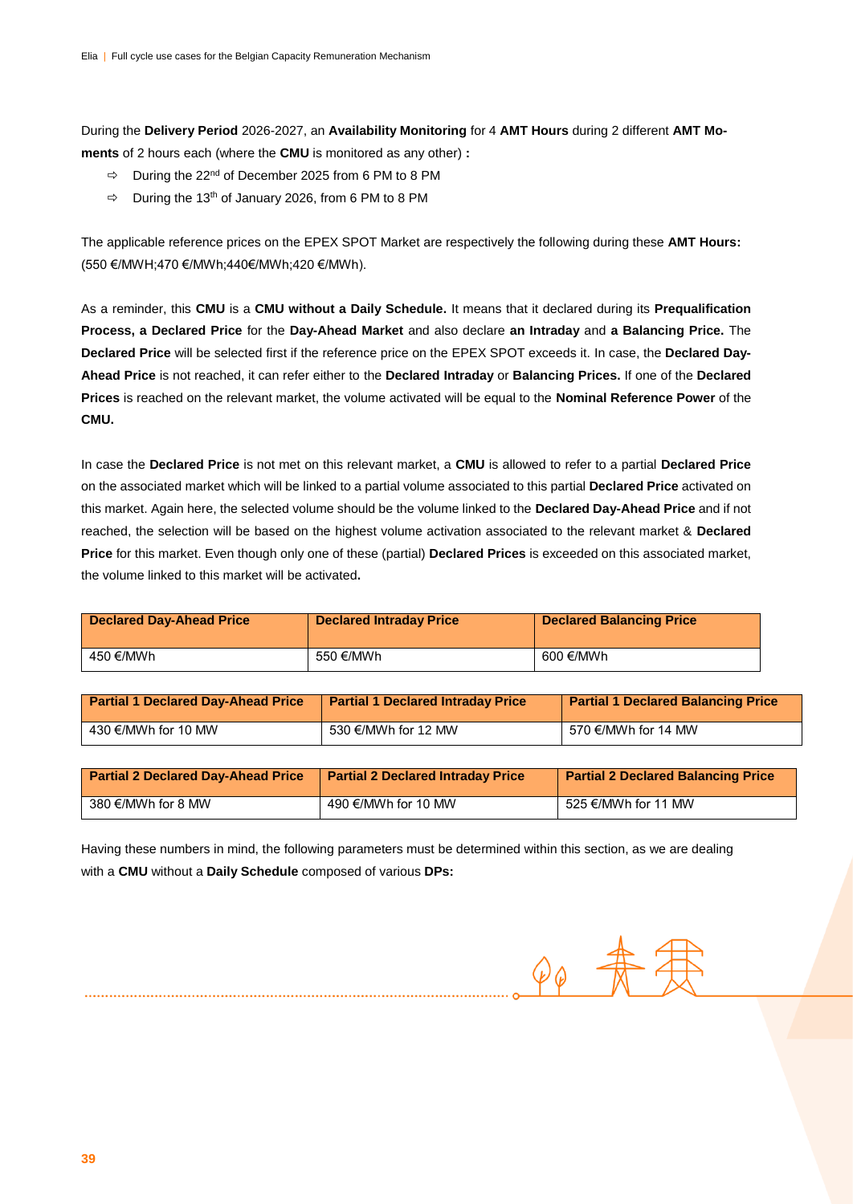During the **Delivery Period** 2026-2027, an **Availability Monitoring** for 4 **AMT Hours** during 2 different **AMT Moments** of 2 hours each (where the **CMU** is monitored as any other) **:**

- ⇨ During the 22nd of December 2025 from 6 PM to 8 PM
- ⇨ During the 13th of January 2026, from 6 PM to 8 PM

The applicable reference prices on the EPEX SPOT Market are respectively the following during these **AMT Hours:** (550 €/MWH;470 €/MWh;440€/MWh;420 €/MWh).

As a reminder, this **CMU** is a **CMU without a Daily Schedule.** It means that it declared during its **Prequalification Process, a Declared Price** for the **Day-Ahead Market** and also declare **an Intraday** and **a Balancing Price.** The **Declared Price** will be selected first if the reference price on the EPEX SPOT exceeds it. In case, the **Declared Day-Ahead Price** is not reached, it can refer either to the **Declared Intraday** or **Balancing Prices.** If one of the **Declared Prices** is reached on the relevant market, the volume activated will be equal to the **Nominal Reference Power** of the **CMU.**

In case the **Declared Price** is not met on this relevant market, a **CMU** is allowed to refer to a partial **Declared Price** on the associated market which will be linked to a partial volume associated to this partial **Declared Price** activated on this market. Again here, the selected volume should be the volume linked to the **Declared Day-Ahead Price** and if not reached, the selection will be based on the highest volume activation associated to the relevant market & **Declared Price** for this market. Even though only one of these (partial) **Declared Prices** is exceeded on this associated market, the volume linked to this market will be activated**.**

| Declared Day-Ahead Price | Declared Intraday Price | Declared Balancing Price |
|---|---|---|
| 450 €/MWh | 550 €/MWh | 600 €/MWh |

| Partial 1 Declared Day-Ahead Price | Partial 1 Declared Intraday Price | Partial 1 Declared Balancing Price |
|---|---|---|
| 430 €/MWh for 10 MW | 530 €/MWh for 12 MW | 570 €/MWh for 14 MW |

| Partial 2 Declared Day-Ahead Price | Partial 2 Declared Intraday Price | Partial 2 Declared Balancing Price |
|---|---|---|
| 380 €/MWh for 8 MW | 490 €/MWh for 10 MW | 525 €/MWh for 11 MW |

Having these numbers in mind, the following parameters must be determined within this section, as we are dealing with a **CMU** without a **Daily Schedule** composed of various **DPs:**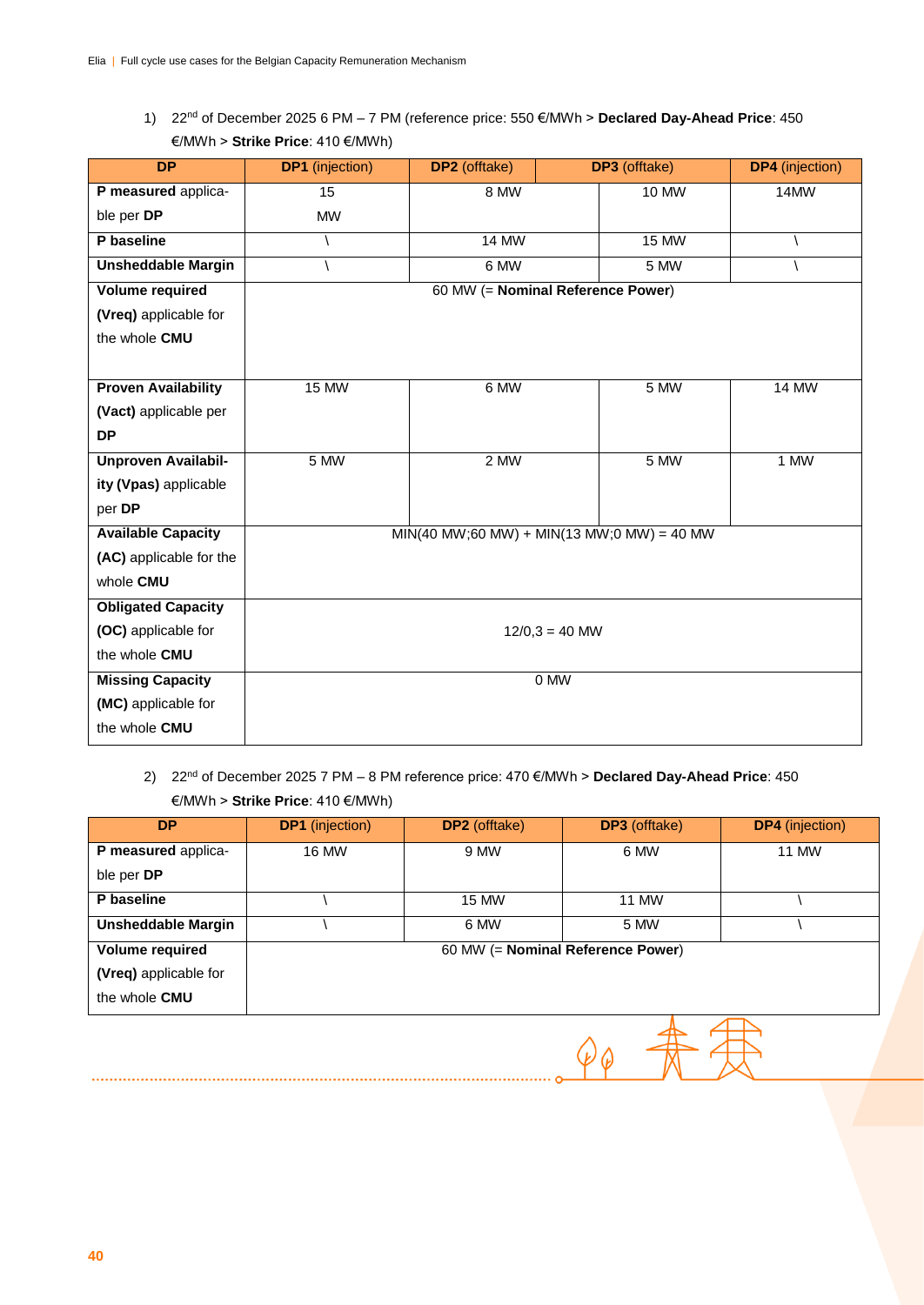1) 22nd of December 2025 6 PM – 7 PM (reference price: 550 €/MWh > **Declared Day-Ahead Price**: 450 €/MWh > **Strike Price**: 410 €/MWh)

| **DP** | **DP1** (injection) | **DP2** (offtake) | **DP3** (offtake) | **DP4** (injection) |
|---|---|---|---|---|
| **P measured** applicable per **DP** | 15 MW | 8 MW | 10 MW | 14MW |
| **P baseline** | \ | 14 MW | 15 MW | \ |
| **Unsheddable Margin** | \ | 6 MW | 5 MW | \ |
| **Volume required (Vreq)** applicable for the whole **CMU** | 60 MW (= **Nominal Reference Power**) | | | |
| **Proven Availability (Vact)** applicable per **DP** | 15 MW | 6 MW | 5 MW | 14 MW |
| **Unproven Availability (Vpas)** applicable per **DP** | 5 MW | 2 MW | 5 MW | 1 MW |
| **Available Capacity (AC)** applicable for the whole **CMU** | MIN(40 MW;60 MW) + MIN(13 MW;0 MW) = 40 MW | | | |
| **Obligated Capacity (OC)** applicable for the whole **CMU** | 12/0,3 = 40 MW | | | |
| **Missing Capacity (MC)** applicable for the whole **CMU** | 0 MW | | | |

2) 22nd of December 2025 7 PM – 8 PM reference price: 470 €/MWh > **Declared Day-Ahead Price**: 450 €/MWh > **Strike Price**: 410 €/MWh)

| **DP** | **DP1** (injection) | **DP2** (offtake) | **DP3** (offtake) | **DP4** (injection) |
|---|---|---|---|---|
| **P measured** applicable per **DP** | 16 MW | 9 MW | 6 MW | 11 MW |
| **P baseline** | \ | 15 MW | 11 MW | \ |
| **Unsheddable Margin** | \ | 6 MW | 5 MW | \ |
| **Volume required (Vreq)** applicable for the whole **CMU** | 60 MW (= **Nominal Reference Power**) | | | |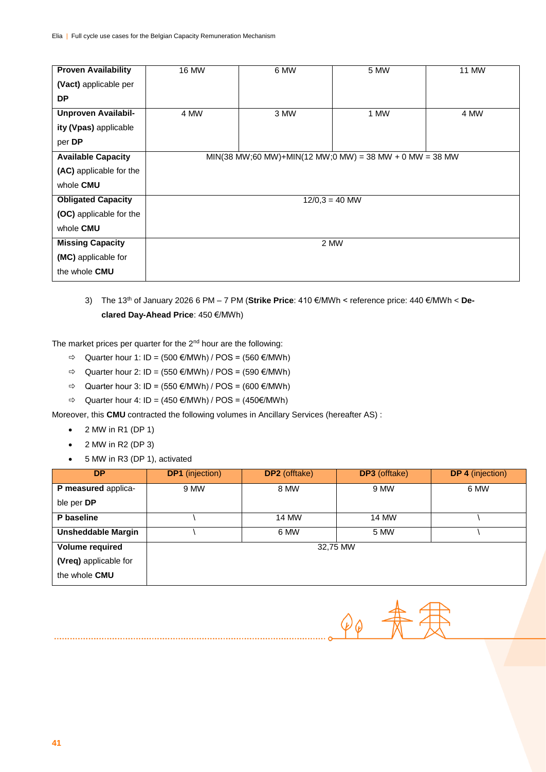| **Proven Availability (Vact)** applicable per **DP** | 16 MW | 6 MW | 5 MW | 11 MW |
|---|---|---|---|---|
| **Unproven Availability (Vpas)** applicable per **DP** | 4 MW | 3 MW | 1 MW | 4 MW |
| **Available Capacity (AC)** applicable for the whole **CMU** | MIN(38 MW;60 MW)+MIN(12 MW;0 MW) = 38 MW + 0 MW = 38 MW | | | |
| **Obligated Capacity (OC)** applicable for the whole **CMU** | 12/0,3 = 40 MW | | | |
| **Missing Capacity (MC)** applicable for the whole **CMU** | 2 MW | | | |

3) The 13th of January 2026 6 PM – 7 PM (**Strike Price**: 410 €/MWh < reference price: 440 €/MWh < **Declared Day-Ahead Price**: 450 €/MWh)

The market prices per quarter for the 2nd hour are the following:

- ⇨ Quarter hour 1: ID = (500 €/MWh) / POS = (560 €/MWh)
- ⇨ Quarter hour 2: ID = (550 €/MWh) / POS = (590 €/MWh)
- ⇨ Quarter hour 3: ID = (550 €/MWh) / POS = (600 €/MWh)
- ⇨ Quarter hour 4: ID = (450 €/MWh) / POS = (450€/MWh)

Moreover, this **CMU** contracted the following volumes in Ancillary Services (hereafter AS) :

- 2 MW in R1 (DP 1)
- 2 MW in R2 (DP 3)
- 5 MW in R3 (DP 1), activated

| **DP** | **DP1** (injection) | **DP2** (offtake) | **DP3** (offtake) | **DP 4** (injection) |
|---|---|---|---|---|
| **P measured** applicable per **DP** | 9 MW | 8 MW | 9 MW | 6 MW |
| **P baseline** | \ | 14 MW | 14 MW | \ |
| **Unsheddable Margin** | \ | 6 MW | 5 MW | \ |
| **Volume required (Vreq)** applicable for the whole **CMU** | 32,75 MW | | | |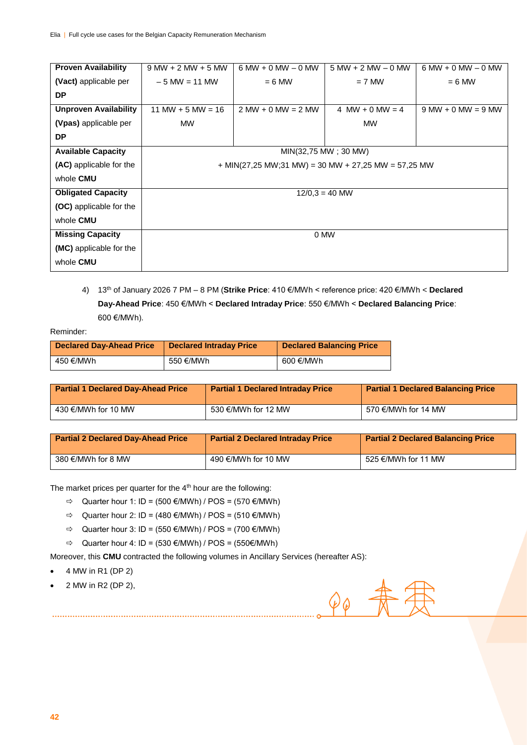| | | | | |
|---|---|---|---|---|
| **Proven Availability (Vact)** applicable per **DP** | 9 MW + 2 MW + 5 MW – 5 MW = 11 MW | 6 MW + 0 MW – 0 MW = 6 MW | 5 MW + 2 MW – 0 MW = 7 MW | 6 MW + 0 MW – 0 MW = 6 MW |
| **Unproven Availability (Vpas)** applicable per **DP** | 11 MW + 5 MW = 16 MW | 2 MW + 0 MW = 2 MW | 4 MW + 0 MW = 4 MW | 9 MW + 0 MW = 9 MW |
| **Available Capacity (AC)** applicable for the whole **CMU** | MIN(32,75 MW ; 30 MW) + MIN(27,25 MW;31 MW) = 30 MW + 27,25 MW = 57,25 MW | | | |
| **Obligated Capacity (OC)** applicable for the whole **CMU** | 12/0,3 = 40 MW | | | |
| **Missing Capacity (MC)** applicable for the whole **CMU** | 0 MW | | | |

4) 13th of January 2026 7 PM – 8 PM (**Strike Price**: 410 €/MWh < reference price: 420 €/MWh < **Declared Day-Ahead Price**: 450 €/MWh < **Declared Intraday Price**: 550 €/MWh < **Declared Balancing Price**: 600 €/MWh).

Reminder:

| Declared Day-Ahead Price | Declared Intraday Price | Declared Balancing Price |
|---|---|---|
| 450 €/MWh | 550 €/MWh | 600 €/MWh |

| Partial 1 Declared Day-Ahead Price | Partial 1 Declared Intraday Price | Partial 1 Declared Balancing Price |
|---|---|---|
| 430 €/MWh for 10 MW | 530 €/MWh for 12 MW | 570 €/MWh for 14 MW |

| Partial 2 Declared Day-Ahead Price | Partial 2 Declared Intraday Price | Partial 2 Declared Balancing Price |
|---|---|---|
| 380 €/MWh for 8 MW | 490 €/MWh for 10 MW | 525 €/MWh for 11 MW |

The market prices per quarter for the 4th hour are the following:

- ⇨ Quarter hour 1: ID = (500 €/MWh) / POS = (570 €/MWh)
- ⇨ Quarter hour 2: ID = (480 €/MWh) / POS = (510 €/MWh)
- ⇨ Quarter hour 3: ID = (550 €/MWh) / POS = (700 €/MWh)
- ⇨ Quarter hour 4: ID = (530 €/MWh) / POS = (550€/MWh)

Moreover, this **CMU** contracted the following volumes in Ancillary Services (hereafter AS):

- 4 MW in R1 (DP 2)
- 2 MW in R2 (DP 2),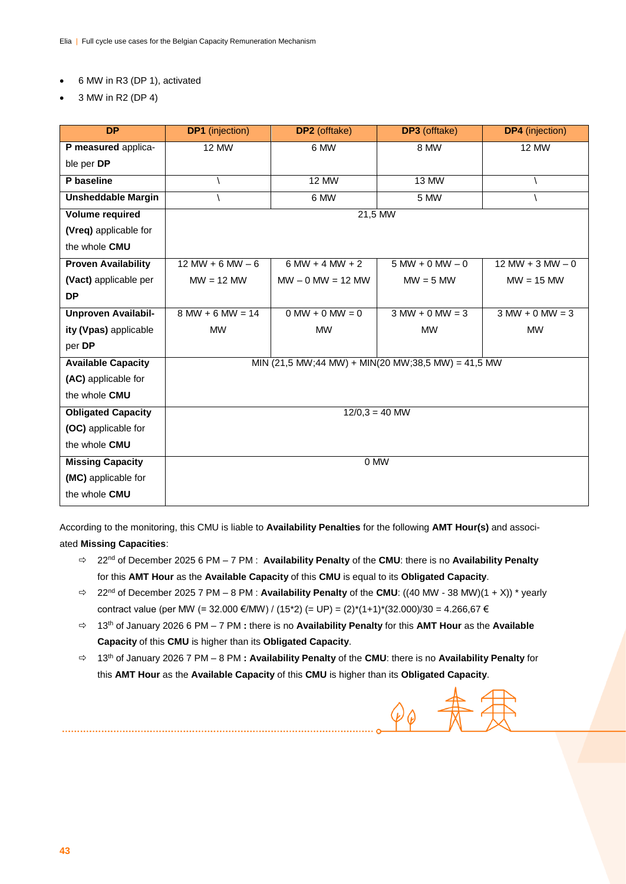- 6 MW in R3 (DP 1), activated
- 3 MW in R2 (DP 4)

| DP | DP1 (injection) | DP2 (offtake) | DP3 (offtake) | DP4 (injection) |
|---|---|---|---|---|
| **P measured** applicable per **DP** | 12 MW | 6 MW | 8 MW | 12 MW |
| **P baseline** | \ | 12 MW | 13 MW | \ |
| **Unsheddable Margin** | \ | 6 MW | 5 MW | \ |
| **Volume required (Vreq)** applicable for the whole **CMU** | 21,5 MW | | | |
| **Proven Availability (Vact)** applicable per **DP** | 12 MW + 6 MW – 6 MW = 12 MW | 6 MW + 4 MW + 2 MW – 0 MW = 12 MW | 5 MW + 0 MW – 0 MW = 5 MW | 12 MW + 3 MW – 0 MW = 15 MW |
| **Unproven Availability (Vpas)** applicable per **DP** | 8 MW + 6 MW = 14 MW | 0 MW + 0 MW = 0 MW | 3 MW + 0 MW = 3 MW | 3 MW + 0 MW = 3 MW |
| **Available Capacity (AC)** applicable for the whole **CMU** | MIN (21,5 MW;44 MW) + MIN(20 MW;38,5 MW) = 41,5 MW | | | |
| **Obligated Capacity (OC)** applicable for the whole **CMU** | 12/0,3 = 40 MW | | | |
| **Missing Capacity (MC)** applicable for the whole **CMU** | 0 MW | | | |

According to the monitoring, this CMU is liable to **Availability Penalties** for the following **AMT Hour(s)** and associated **Missing Capacities**:

- ⇨ 22nd of December 2025 6 PM – 7 PM : **Availability Penalty** of the **CMU**: there is no **Availability Penalty** for this **AMT Hour** as the **Available Capacity** of this **CMU** is equal to its **Obligated Capacity**.
- ⇨ 22nd of December 2025 7 PM – 8 PM : **Availability Penalty** of the **CMU**: ((40 MW - 38 MW)(1 + X)) * yearly contract value (per MW (= 32.000 €/MW) / (15*2) (= UP) = (2)*(1+1)*(32.000)/30 = 4.266,67 €
- ⇨ 13th of January 2026 6 PM – 7 PM **:** there is no **Availability Penalty** for this **AMT Hour** as the **Available Capacity** of this **CMU** is higher than its **Obligated Capacity**.
- ⇨ 13th of January 2026 7 PM – 8 PM **: Availability Penalty** of the **CMU**: there is no **Availability Penalty** for this **AMT Hour** as the **Available Capacity** of this **CMU** is higher than its **Obligated Capacity**.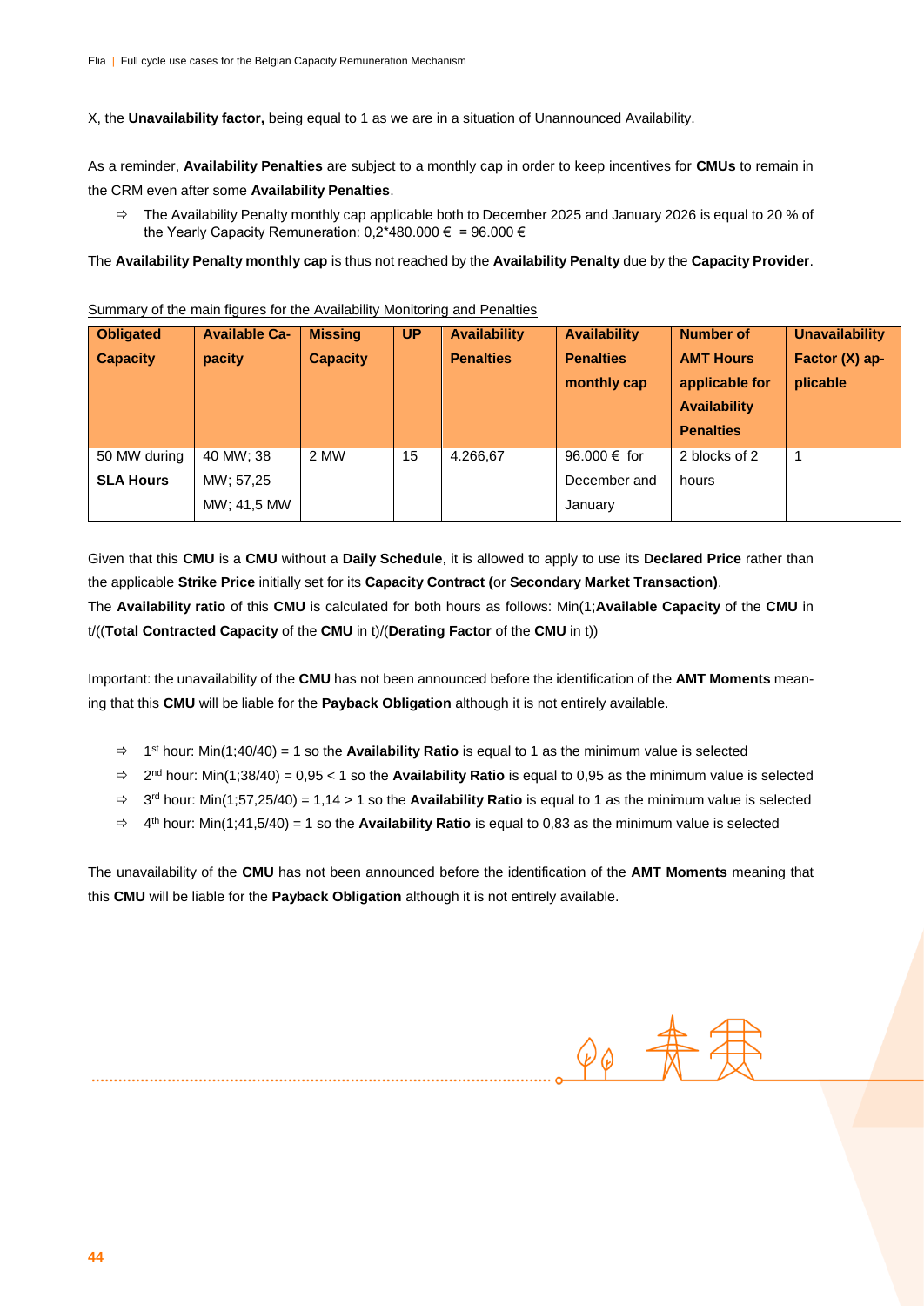X, the **Unavailability factor,** being equal to 1 as we are in a situation of Unannounced Availability.

As a reminder, **Availability Penalties** are subject to a monthly cap in order to keep incentives for **CMUs** to remain in the CRM even after some **Availability Penalties**.

- ⇨ The Availability Penalty monthly cap applicable both to December 2025 and January 2026 is equal to 20 % of the Yearly Capacity Remuneration: 0,2*480.000 € = 96.000 €

The **Availability Penalty monthly cap** is thus not reached by the **Availability Penalty** due by the **Capacity Provider**.

Summary of the main figures for the Availability Monitoring and Penalties

| Obligated Capacity | Available Capacity | Missing Capacity | UP | Availability Penalties | Availability Penalties monthly cap | Number of AMT Hours applicable for Availability Penalties | Unavailability Factor (X) applicable |
|---|---|---|---|---|---|---|---|
| 50 MW during **SLA Hours** | 40 MW; 38 MW; 57,25 MW; 41,5 MW | 2 MW | 15 | 4.266,67 | 96.000 € for December and January | 2 blocks of 2 hours | 1 |

Given that this **CMU** is a **CMU** without a **Daily Schedule**, it is allowed to apply to use its **Declared Price** rather than the applicable **Strike Price** initially set for its **Capacity Contract (**or **Secondary Market Transaction)**.
The **Availability ratio** of this **CMU** is calculated for both hours as follows: Min(1;**Available Capacity** of the **CMU** in t/((**Total Contracted Capacity** of the **CMU** in t)/(**Derating Factor** of the **CMU** in t))

Important: the unavailability of the **CMU** has not been announced before the identification of the **AMT Moments** meaning that this **CMU** will be liable for the **Payback Obligation** although it is not entirely available.

- ⇨ 1st hour: Min(1;40/40) = 1 so the **Availability Ratio** is equal to 1 as the minimum value is selected
- ⇨ 2nd hour: Min(1;38/40) = 0,95 < 1 so the **Availability Ratio** is equal to 0,95 as the minimum value is selected
- ⇨ 3rd hour: Min(1;57,25/40) = 1,14 > 1 so the **Availability Ratio** is equal to 1 as the minimum value is selected
- ⇨ 4th hour: Min(1;41,5/40) = 1 so the **Availability Ratio** is equal to 0,83 as the minimum value is selected

The unavailability of the **CMU** has not been announced before the identification of the **AMT Moments** meaning that this **CMU** will be liable for the **Payback Obligation** although it is not entirely available.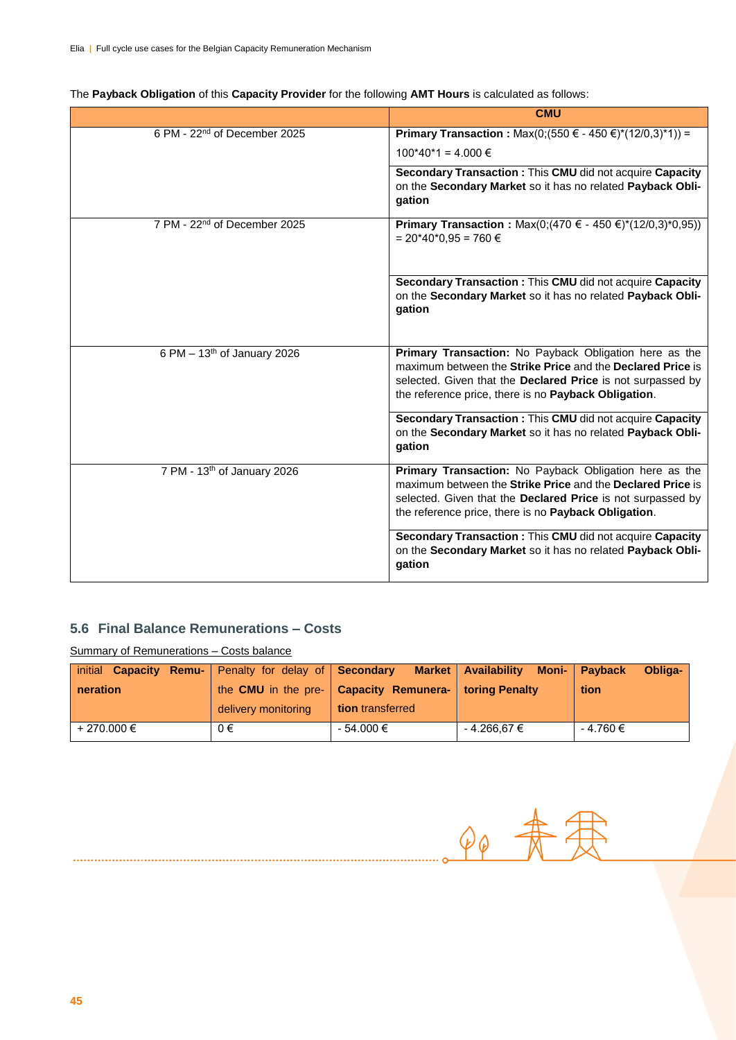The **Payback Obligation** of this **Capacity Provider** for the following **AMT Hours** is calculated as follows:

| | **CMU** |
|---|---|
| 6 PM - 22nd of December 2025 | **Primary Transaction :** Max(0;(550 € - 450 €)*(12/0,3)*1)) = 100*40*1 = 4.000 € |
| | **Secondary Transaction :** This **CMU** did not acquire **Capacity** on the **Secondary Market** so it has no related **Payback Obligation** |
| 7 PM - 22nd of December 2025 | **Primary Transaction :** Max(0;(470 € - 450 €)*(12/0,3)*0,95)) = 20*40*0,95 = 760 € |
| | **Secondary Transaction :** This **CMU** did not acquire **Capacity** on the **Secondary Market** so it has no related **Payback Obligation** |
| 6 PM – 13th of January 2026 | **Primary Transaction:** No Payback Obligation here as the maximum between the **Strike Price** and the **Declared Price** is selected. Given that the **Declared Price** is not surpassed by the reference price, there is no **Payback Obligation**. |
| | **Secondary Transaction :** This **CMU** did not acquire **Capacity** on the **Secondary Market** so it has no related **Payback Obligation** |
| 7 PM - 13th of January 2026 | **Primary Transaction:** No Payback Obligation here as the maximum between the **Strike Price** and the **Declared Price** is selected. Given that the **Declared Price** is not surpassed by the reference price, there is no **Payback Obligation**. |
| | **Secondary Transaction :** This **CMU** did not acquire **Capacity** on the **Secondary Market** so it has no related **Payback Obligation** |

## 5.6 Final Balance Remunerations – Costs

Summary of Remunerations – Costs balance

| initial **Capacity Remuneration** | Penalty for delay of the **CMU** in the pre-delivery monitoring | **Secondary Market Capacity Remuneration** transferred | **Availability Monitoring Penalty** | **Payback Obligation** |
|---|---|---|---|---|
| + 270.000 € | 0 € | - 54.000 € | - 4.266,67 € | - 4.760 € |